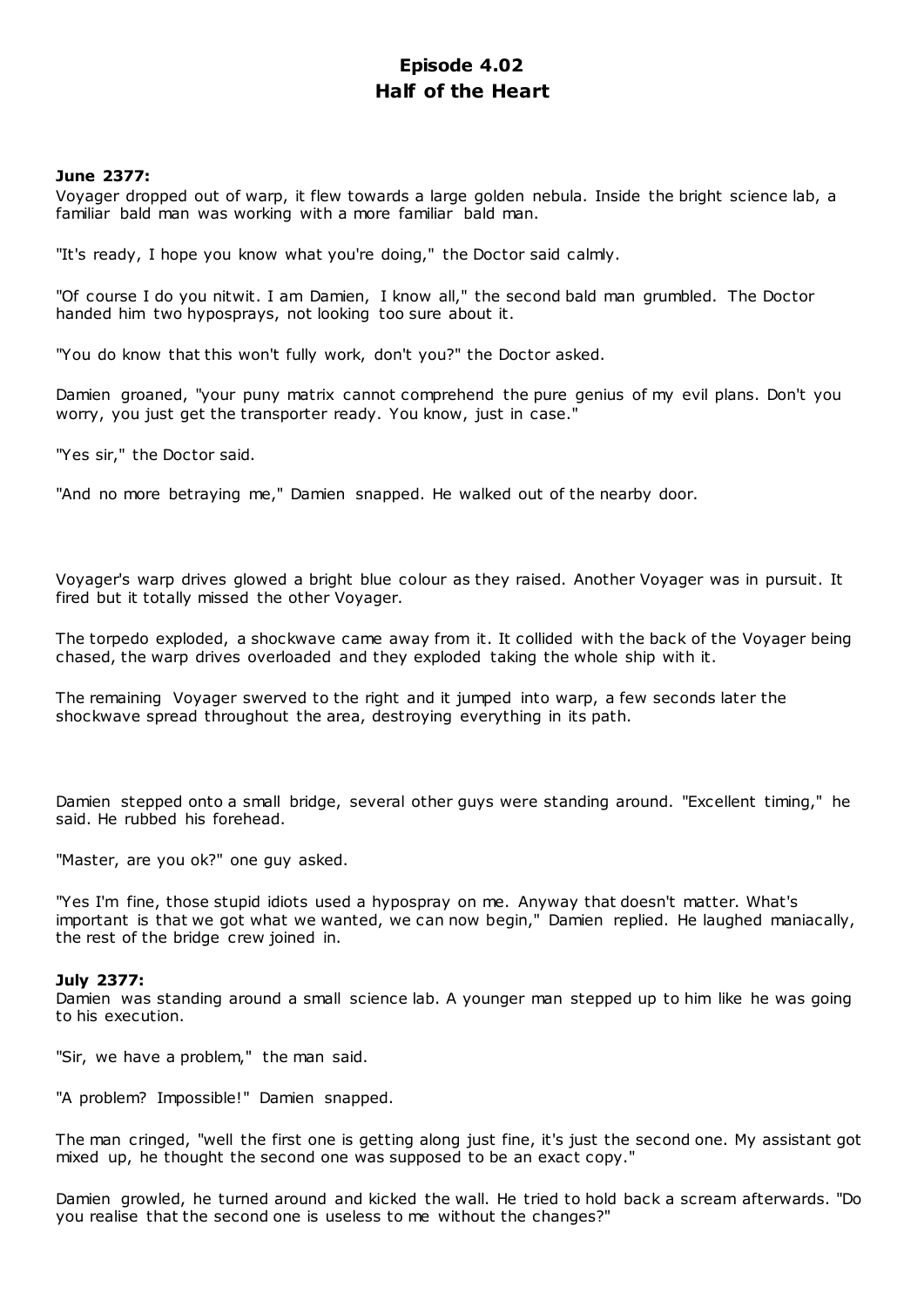# Episode 4.02
# Half of the Heart

**June 2377:**
Voyager dropped out of warp, it flew towards a large golden nebula. Inside the bright science lab, a familiar bald man was working with a more familiar bald man.

"It's ready, I hope you know what you're doing," the Doctor said calmly.

"Of course I do you nitwit. I am Damien, I know all," the second bald man grumbled. The Doctor handed him two hyposprays, not looking too sure about it.

"You do know that this won't fully work, don't you?" the Doctor asked.

Damien groaned, "your puny matrix cannot comprehend the pure genius of my evil plans. Don't you worry, you just get the transporter ready. You know, just in case."

"Yes sir," the Doctor said.

"And no more betraying me," Damien snapped. He walked out of the nearby door.

Voyager's warp drives glowed a bright blue colour as they raised. Another Voyager was in pursuit. It fired but it totally missed the other Voyager.

The torpedo exploded, a shockwave came away from it. It collided with the back of the Voyager being chased, the warp drives overloaded and they exploded taking the whole ship with it.

The remaining Voyager swerved to the right and it jumped into warp, a few seconds later the shockwave spread throughout the area, destroying everything in its path.

Damien stepped onto a small bridge, several other guys were standing around. "Excellent timing," he said. He rubbed his forehead.

"Master, are you ok?" one guy asked.

"Yes I'm fine, those stupid idiots used a hypospray on me. Anyway that doesn't matter. What's important is that we got what we wanted, we can now begin," Damien replied. He laughed maniacally, the rest of the bridge crew joined in.

**July 2377:**
Damien was standing around a small science lab. A younger man stepped up to him like he was going to his execution.

"Sir, we have a problem," the man said.

"A problem? Impossible!" Damien snapped.

The man cringed, "well the first one is getting along just fine, it's just the second one. My assistant got mixed up, he thought the second one was supposed to be an exact copy."

Damien growled, he turned around and kicked the wall. He tried to hold back a scream afterwards. "Do you realise that the second one is useless to me without the changes?"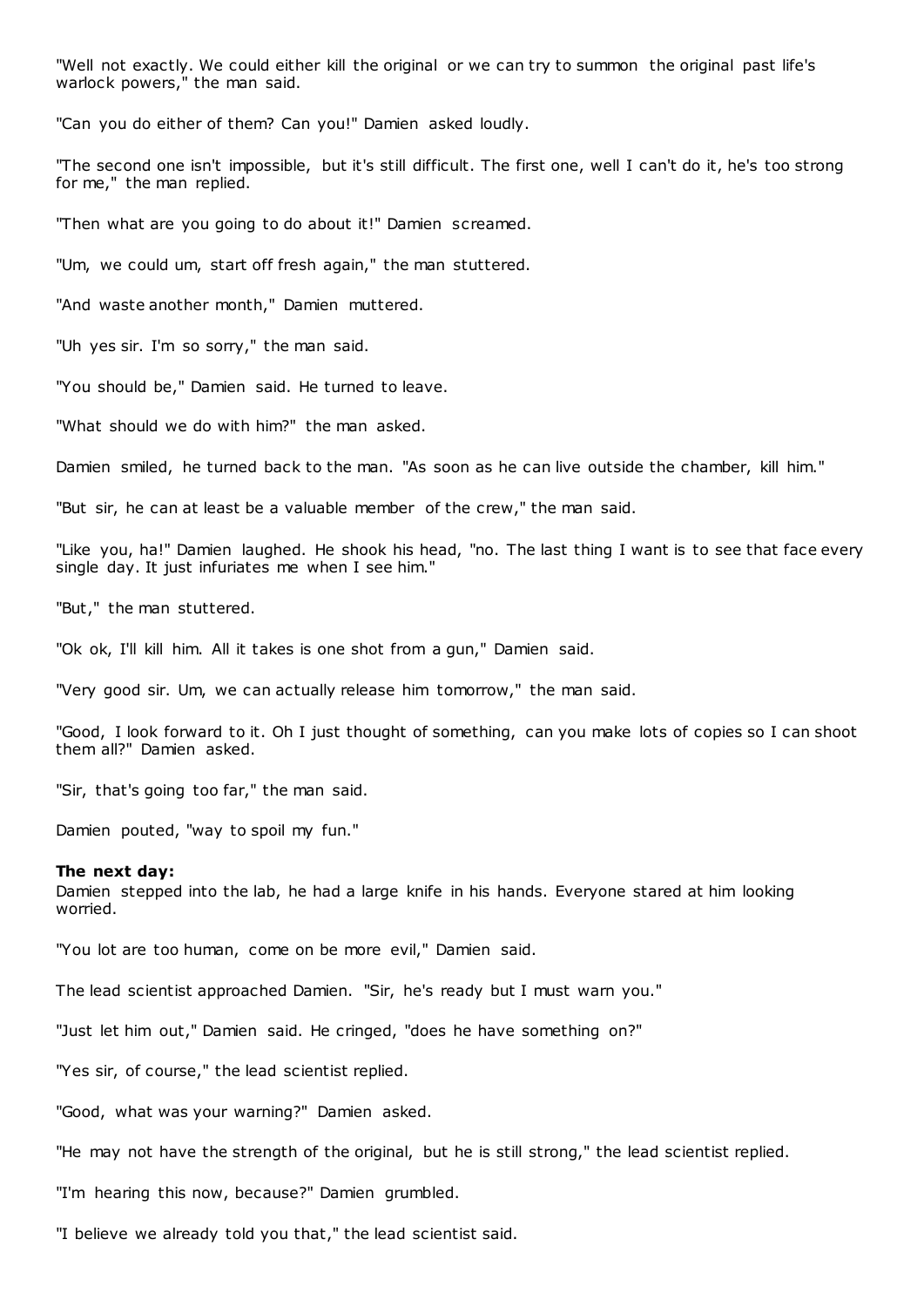"Well not exactly. We could either kill the original or we can try to summon the original past life's warlock powers," the man said.

"Can you do either of them? Can you!" Damien asked loudly.

"The second one isn't impossible, but it's still difficult. The first one, well I can't do it, he's too strong for me," the man replied.

"Then what are you going to do about it!" Damien screamed.

"Um, we could um, start off fresh again," the man stuttered.

"And waste another month," Damien muttered.

"Uh yes sir. I'm so sorry," the man said.

"You should be," Damien said. He turned to leave.

"What should we do with him?" the man asked.

Damien smiled, he turned back to the man. "As soon as he can live outside the chamber, kill him."

"But sir, he can at least be a valuable member of the crew," the man said.

"Like you, ha!" Damien laughed. He shook his head, "no. The last thing I want is to see that face every single day. It just infuriates me when I see him."

"But," the man stuttered.

"Ok ok, I'll kill him. All it takes is one shot from a gun," Damien said.

"Very good sir. Um, we can actually release him tomorrow," the man said.

"Good, I look forward to it. Oh I just thought of something, can you make lots of copies so I can shoot them all?" Damien asked.

"Sir, that's going too far," the man said.

Damien pouted, "way to spoil my fun."

**The next day:**
Damien stepped into the lab, he had a large knife in his hands. Everyone stared at him looking worried.

"You lot are too human, come on be more evil," Damien said.

The lead scientist approached Damien. "Sir, he's ready but I must warn you."

"Just let him out," Damien said. He cringed, "does he have something on?"

"Yes sir, of course," the lead scientist replied.

"Good, what was your warning?" Damien asked.

"He may not have the strength of the original, but he is still strong," the lead scientist replied.

"I'm hearing this now, because?" Damien grumbled.

"I believe we already told you that," the lead scientist said.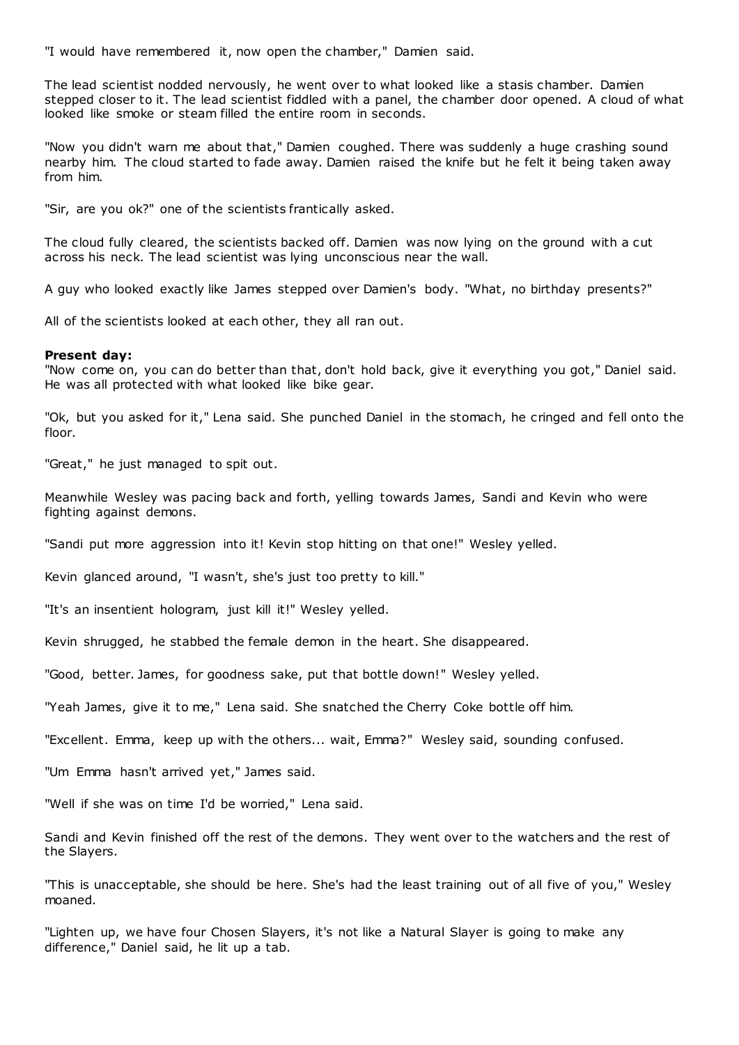"I would have remembered it, now open the chamber," Damien said.

The lead scientist nodded nervously, he went over to what looked like a stasis chamber. Damien stepped closer to it. The lead scientist fiddled with a panel, the chamber door opened. A cloud of what looked like smoke or steam filled the entire room in seconds.

"Now you didn't warn me about that," Damien coughed. There was suddenly a huge crashing sound nearby him. The cloud started to fade away. Damien raised the knife but he felt it being taken away from him.

"Sir, are you ok?" one of the scientists frantically asked.

The cloud fully cleared, the scientists backed off. Damien was now lying on the ground with a cut across his neck. The lead scientist was lying unconscious near the wall.

A guy who looked exactly like James stepped over Damien's body. "What, no birthday presents?"

All of the scientists looked at each other, they all ran out.

**Present day:**
"Now come on, you can do better than that, don't hold back, give it everything you got," Daniel said. He was all protected with what looked like bike gear.

"Ok, but you asked for it," Lena said. She punched Daniel in the stomach, he cringed and fell onto the floor.

"Great," he just managed to spit out.

Meanwhile Wesley was pacing back and forth, yelling towards James, Sandi and Kevin who were fighting against demons.

"Sandi put more aggression into it! Kevin stop hitting on that one!" Wesley yelled.

Kevin glanced around, "I wasn't, she's just too pretty to kill."

"It's an insentient hologram, just kill it!" Wesley yelled.

Kevin shrugged, he stabbed the female demon in the heart. She disappeared.

"Good, better. James, for goodness sake, put that bottle down!" Wesley yelled.

"Yeah James, give it to me," Lena said. She snatched the Cherry Coke bottle off him.

"Excellent. Emma, keep up with the others... wait, Emma?" Wesley said, sounding confused.

"Um Emma hasn't arrived yet," James said.

"Well if she was on time I'd be worried," Lena said.

Sandi and Kevin finished off the rest of the demons. They went over to the watchers and the rest of the Slayers.

"This is unacceptable, she should be here. She's had the least training out of all five of you," Wesley moaned.

"Lighten up, we have four Chosen Slayers, it's not like a Natural Slayer is going to make any difference," Daniel said, he lit up a tab.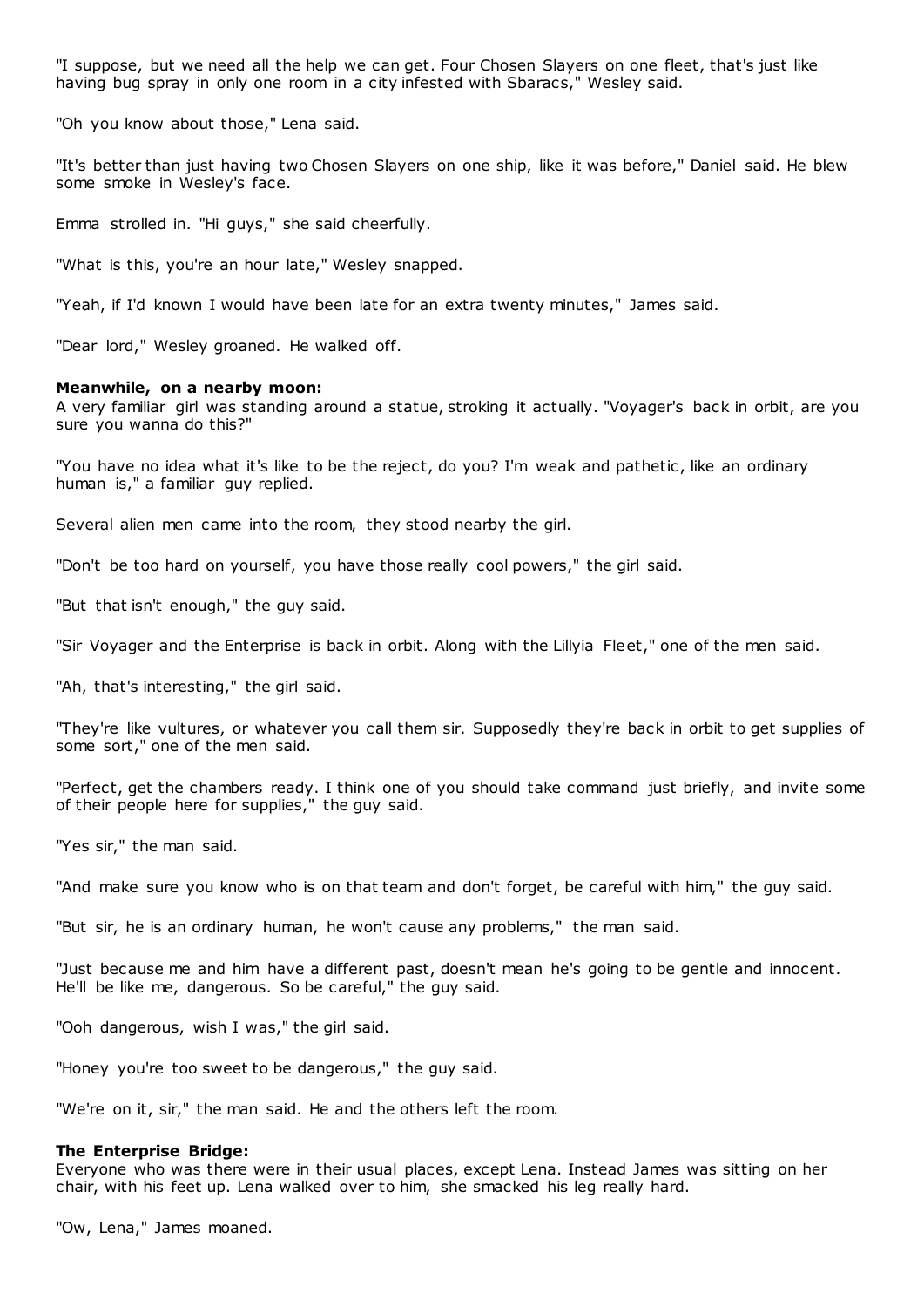"I suppose, but we need all the help we can get. Four Chosen Slayers on one fleet, that's just like having bug spray in only one room in a city infested with Sbaracs," Wesley said.

"Oh you know about those," Lena said.

"It's better than just having two Chosen Slayers on one ship, like it was before," Daniel said. He blew some smoke in Wesley's face.

Emma strolled in. "Hi guys," she said cheerfully.

"What is this, you're an hour late," Wesley snapped.

"Yeah, if I'd known I would have been late for an extra twenty minutes," James said.

"Dear lord," Wesley groaned. He walked off.

**Meanwhile, on a nearby moon:**
A very familiar girl was standing around a statue, stroking it actually. "Voyager's back in orbit, are you sure you wanna do this?"

"You have no idea what it's like to be the reject, do you? I'm weak and pathetic, like an ordinary human is," a familiar guy replied.

Several alien men came into the room, they stood nearby the girl.

"Don't be too hard on yourself, you have those really cool powers," the girl said.

"But that isn't enough," the guy said.

"Sir Voyager and the Enterprise is back in orbit. Along with the Lillyia Fleet," one of the men said.

"Ah, that's interesting," the girl said.

"They're like vultures, or whatever you call them sir. Supposedly they're back in orbit to get supplies of some sort," one of the men said.

"Perfect, get the chambers ready. I think one of you should take command just briefly, and invite some of their people here for supplies," the guy said.

"Yes sir," the man said.

"And make sure you know who is on that team and don't forget, be careful with him," the guy said.

"But sir, he is an ordinary human, he won't cause any problems," the man said.

"Just because me and him have a different past, doesn't mean he's going to be gentle and innocent. He'll be like me, dangerous. So be careful," the guy said.

"Ooh dangerous, wish I was," the girl said.

"Honey you're too sweet to be dangerous," the guy said.

"We're on it, sir," the man said. He and the others left the room.

**The Enterprise Bridge:**
Everyone who was there were in their usual places, except Lena. Instead James was sitting on her chair, with his feet up. Lena walked over to him, she smacked his leg really hard.

"Ow, Lena," James moaned.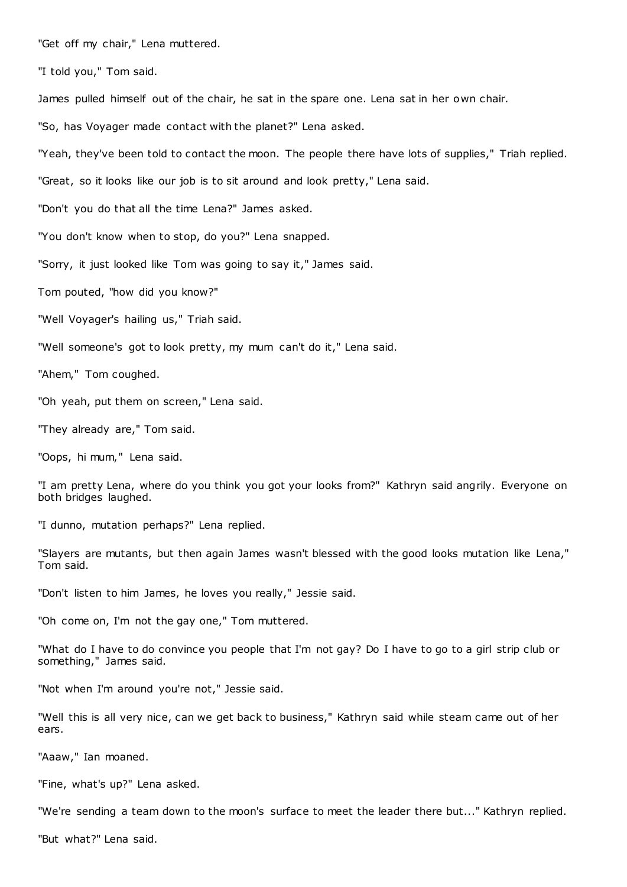"Get off my chair," Lena muttered.

"I told you," Tom said.

James pulled himself out of the chair, he sat in the spare one. Lena sat in her own chair.

"So, has Voyager made contact with the planet?" Lena asked.

"Yeah, they've been told to contact the moon. The people there have lots of supplies," Triah replied.

"Great, so it looks like our job is to sit around and look pretty," Lena said.

"Don't you do that all the time Lena?" James asked.

"You don't know when to stop, do you?" Lena snapped.

"Sorry, it just looked like Tom was going to say it," James said.

Tom pouted, "how did you know?"

"Well Voyager's hailing us," Triah said.

"Well someone's got to look pretty, my mum can't do it," Lena said.

"Ahem," Tom coughed.

"Oh yeah, put them on screen," Lena said.

"They already are," Tom said.

"Oops, hi mum," Lena said.

"I am pretty Lena, where do you think you got your looks from?" Kathryn said angrily. Everyone on both bridges laughed.

"I dunno, mutation perhaps?" Lena replied.

"Slayers are mutants, but then again James wasn't blessed with the good looks mutation like Lena," Tom said.

"Don't listen to him James, he loves you really," Jessie said.

"Oh come on, I'm not the gay one," Tom muttered.

"What do I have to do convince you people that I'm not gay? Do I have to go to a girl strip club or something," James said.

"Not when I'm around you're not," Jessie said.

"Well this is all very nice, can we get back to business," Kathryn said while steam came out of her ears.

"Aaaw," Ian moaned.

"Fine, what's up?" Lena asked.

"We're sending a team down to the moon's surface to meet the leader there but..." Kathryn replied.

"But what?" Lena said.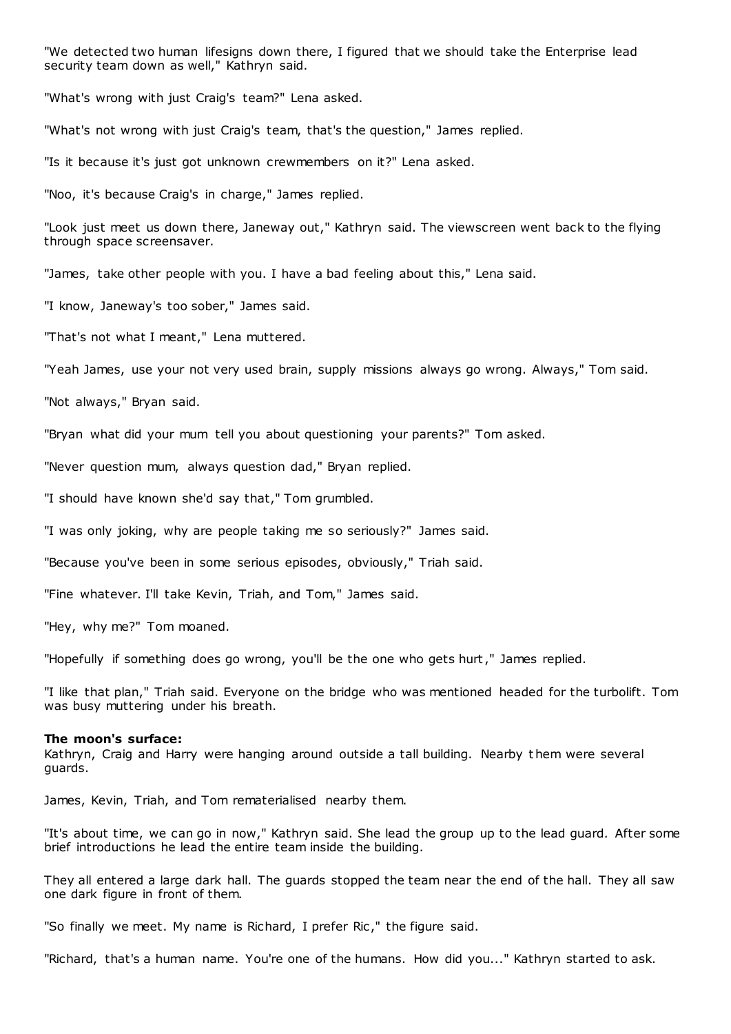"We detected two human lifesigns down there, I figured that we should take the Enterprise lead security team down as well," Kathryn said.

"What's wrong with just Craig's team?" Lena asked.

"What's not wrong with just Craig's team, that's the question," James replied.

"Is it because it's just got unknown crewmembers on it?" Lena asked.

"Noo, it's because Craig's in charge," James replied.

"Look just meet us down there, Janeway out," Kathryn said. The viewscreen went back to the flying through space screensaver.

"James, take other people with you. I have a bad feeling about this," Lena said.

"I know, Janeway's too sober," James said.

"That's not what I meant," Lena muttered.

"Yeah James, use your not very used brain, supply missions always go wrong. Always," Tom said.

"Not always," Bryan said.

"Bryan what did your mum tell you about questioning your parents?" Tom asked.

"Never question mum, always question dad," Bryan replied.

"I should have known she'd say that," Tom grumbled.

"I was only joking, why are people taking me so seriously?" James said.

"Because you've been in some serious episodes, obviously," Triah said.

"Fine whatever. I'll take Kevin, Triah, and Tom," James said.

"Hey, why me?" Tom moaned.

"Hopefully if something does go wrong, you'll be the one who gets hurt," James replied.

"I like that plan," Triah said. Everyone on the bridge who was mentioned headed for the turbolift. Tom was busy muttering under his breath.

**The moon's surface:**
Kathryn, Craig and Harry were hanging around outside a tall building. Nearby them were several guards.

James, Kevin, Triah, and Tom rematerialised nearby them.

"It's about time, we can go in now," Kathryn said. She lead the group up to the lead guard. After some brief introductions he lead the entire team inside the building.

They all entered a large dark hall. The guards stopped the team near the end of the hall. They all saw one dark figure in front of them.

"So finally we meet. My name is Richard, I prefer Ric," the figure said.

"Richard, that's a human name. You're one of the humans. How did you..." Kathryn started to ask.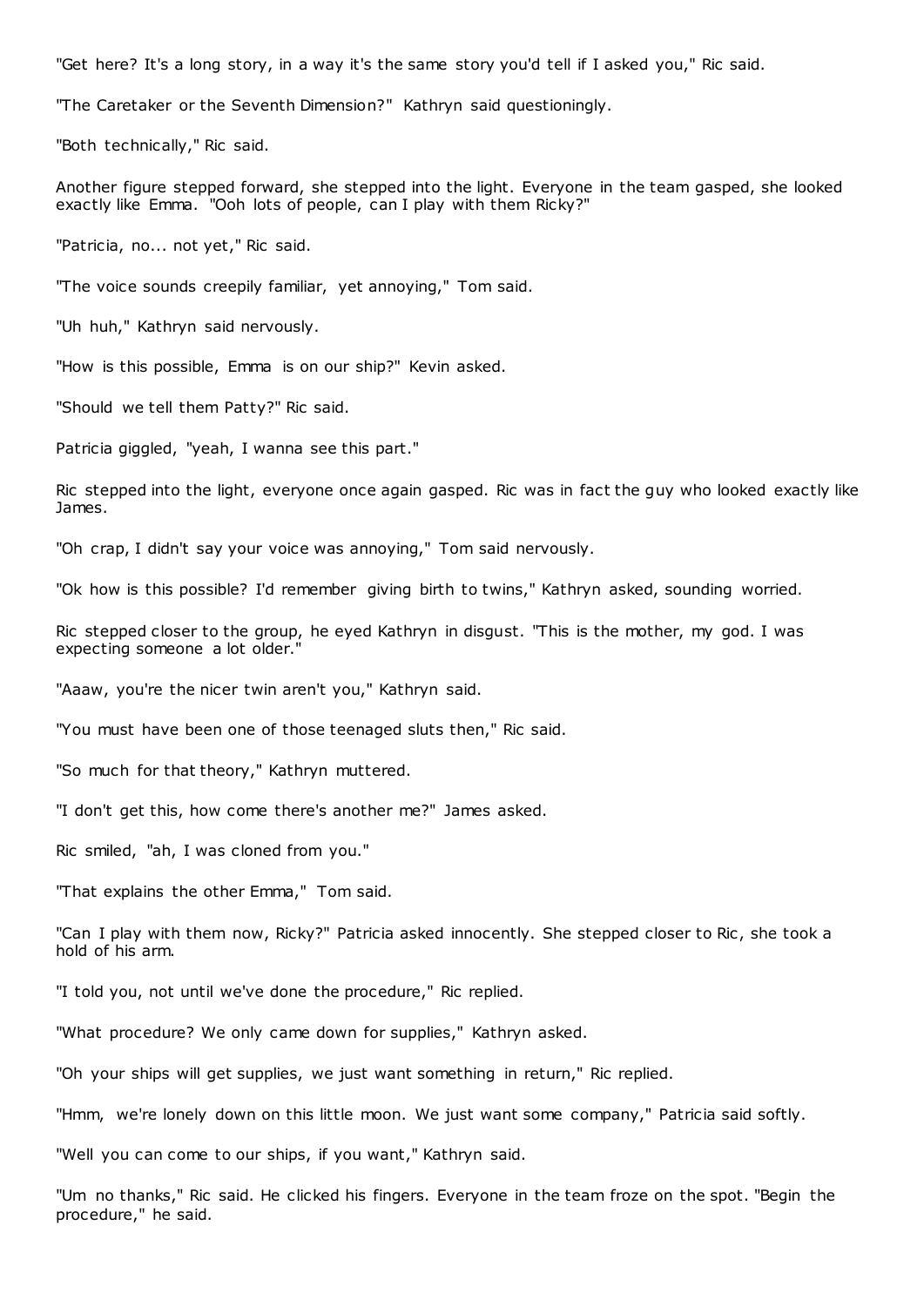"Get here? It's a long story, in a way it's the same story you'd tell if I asked you," Ric said.

"The Caretaker or the Seventh Dimension?" Kathryn said questioningly.

"Both technically," Ric said.

Another figure stepped forward, she stepped into the light. Everyone in the team gasped, she looked exactly like Emma. "Ooh lots of people, can I play with them Ricky?"

"Patricia, no... not yet," Ric said.

"The voice sounds creepily familiar, yet annoying," Tom said.

"Uh huh," Kathryn said nervously.

"How is this possible, Emma is on our ship?" Kevin asked.

"Should we tell them Patty?" Ric said.

Patricia giggled, "yeah, I wanna see this part."

Ric stepped into the light, everyone once again gasped. Ric was in fact the guy who looked exactly like James.

"Oh crap, I didn't say your voice was annoying," Tom said nervously.

"Ok how is this possible? I'd remember giving birth to twins," Kathryn asked, sounding worried.

Ric stepped closer to the group, he eyed Kathryn in disgust. "This is the mother, my god. I was expecting someone a lot older."

"Aaaw, you're the nicer twin aren't you," Kathryn said.

"You must have been one of those teenaged sluts then," Ric said.

"So much for that theory," Kathryn muttered.

"I don't get this, how come there's another me?" James asked.

Ric smiled, "ah, I was cloned from you."

"That explains the other Emma," Tom said.

"Can I play with them now, Ricky?" Patricia asked innocently. She stepped closer to Ric, she took a hold of his arm.

"I told you, not until we've done the procedure," Ric replied.

"What procedure? We only came down for supplies," Kathryn asked.

"Oh your ships will get supplies, we just want something in return," Ric replied.

"Hmm, we're lonely down on this little moon. We just want some company," Patricia said softly.

"Well you can come to our ships, if you want," Kathryn said.

"Um no thanks," Ric said. He clicked his fingers. Everyone in the team froze on the spot. "Begin the procedure," he said.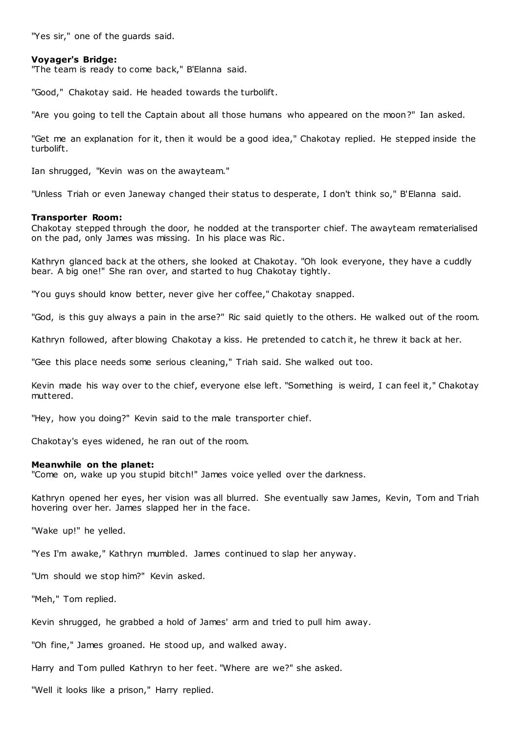"Yes sir," one of the guards said.

**Voyager's Bridge:**

"The team is ready to come back," B'Elanna said.

"Good," Chakotay said. He headed towards the turbolift.

"Are you going to tell the Captain about all those humans who appeared on the moon?" Ian asked.

"Get me an explanation for it, then it would be a good idea," Chakotay replied. He stepped inside the turbolift.

Ian shrugged, "Kevin was on the awayteam."

"Unless Triah or even Janeway changed their status to desperate, I don't think so," B'Elanna said.

**Transporter Room:**

Chakotay stepped through the door, he nodded at the transporter chief. The awayteam rematerialised on the pad, only James was missing. In his place was Ric.

Kathryn glanced back at the others, she looked at Chakotay. "Oh look everyone, they have a cuddly bear. A big one!" She ran over, and started to hug Chakotay tightly.

"You guys should know better, never give her coffee," Chakotay snapped.

"God, is this guy always a pain in the arse?" Ric said quietly to the others. He walked out of the room.

Kathryn followed, after blowing Chakotay a kiss. He pretended to catch it, he threw it back at her.

"Gee this place needs some serious cleaning," Triah said. She walked out too.

Kevin made his way over to the chief, everyone else left. "Something is weird, I can feel it," Chakotay muttered.

"Hey, how you doing?" Kevin said to the male transporter chief.

Chakotay's eyes widened, he ran out of the room.

**Meanwhile on the planet:**

"Come on, wake up you stupid bitch!" James voice yelled over the darkness.

Kathryn opened her eyes, her vision was all blurred. She eventually saw James, Kevin, Tom and Triah hovering over her. James slapped her in the face.

"Wake up!" he yelled.

"Yes I'm awake," Kathryn mumbled. James continued to slap her anyway.

"Um should we stop him?" Kevin asked.

"Meh," Tom replied.

Kevin shrugged, he grabbed a hold of James' arm and tried to pull him away.

"Oh fine," James groaned. He stood up, and walked away.

Harry and Tom pulled Kathryn to her feet. "Where are we?" she asked.

"Well it looks like a prison," Harry replied.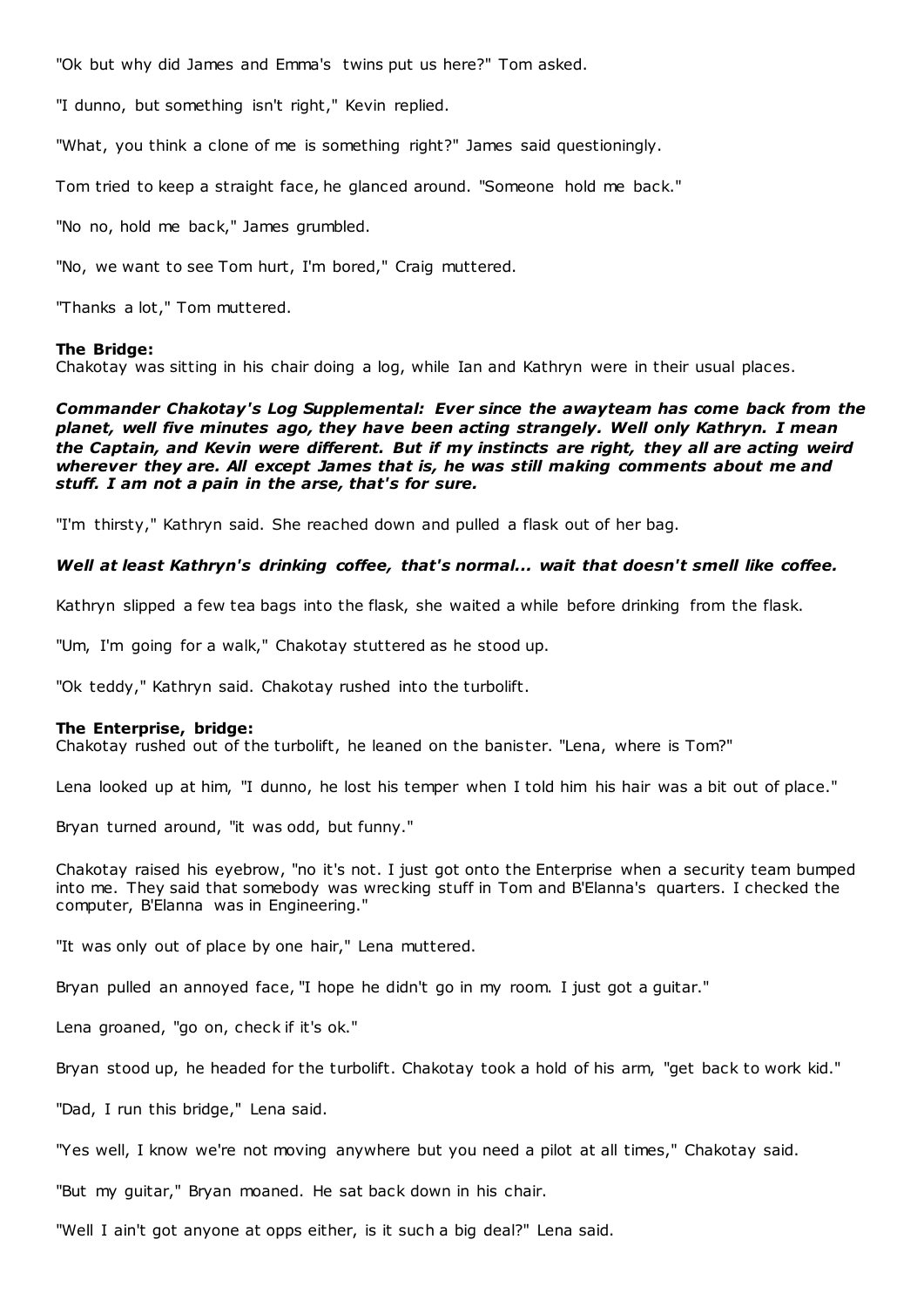"Ok but why did James and Emma's twins put us here?" Tom asked.

"I dunno, but something isn't right," Kevin replied.

"What, you think a clone of me is something right?" James said questioningly.

Tom tried to keep a straight face, he glanced around. "Someone hold me back."

"No no, hold me back," James grumbled.

"No, we want to see Tom hurt, I'm bored," Craig muttered.

"Thanks a lot," Tom muttered.

**The Bridge:**
Chakotay was sitting in his chair doing a log, while Ian and Kathryn were in their usual places.

***Commander Chakotay's Log Supplemental: Ever since the awayteam has come back from the planet, well five minutes ago, they have been acting strangely. Well only Kathryn. I mean the Captain, and Kevin were different. But if my instincts are right, they all are acting weird wherever they are. All except James that is, he was still making comments about me and stuff. I am not a pain in the arse, that's for sure.***

"I'm thirsty," Kathryn said. She reached down and pulled a flask out of her bag.

***Well at least Kathryn's drinking coffee, that's normal... wait that doesn't smell like coffee.***

Kathryn slipped a few tea bags into the flask, she waited a while before drinking from the flask.

"Um, I'm going for a walk," Chakotay stuttered as he stood up.

"Ok teddy," Kathryn said. Chakotay rushed into the turbolift.

**The Enterprise, bridge:**
Chakotay rushed out of the turbolift, he leaned on the banister. "Lena, where is Tom?"

Lena looked up at him, "I dunno, he lost his temper when I told him his hair was a bit out of place."

Bryan turned around, "it was odd, but funny."

Chakotay raised his eyebrow, "no it's not. I just got onto the Enterprise when a security team bumped into me. They said that somebody was wrecking stuff in Tom and B'Elanna's quarters. I checked the computer, B'Elanna was in Engineering."

"It was only out of place by one hair," Lena muttered.

Bryan pulled an annoyed face, "I hope he didn't go in my room. I just got a guitar."

Lena groaned, "go on, check if it's ok."

Bryan stood up, he headed for the turbolift. Chakotay took a hold of his arm, "get back to work kid."

"Dad, I run this bridge," Lena said.

"Yes well, I know we're not moving anywhere but you need a pilot at all times," Chakotay said.

"But my guitar," Bryan moaned. He sat back down in his chair.

"Well I ain't got anyone at opps either, is it such a big deal?" Lena said.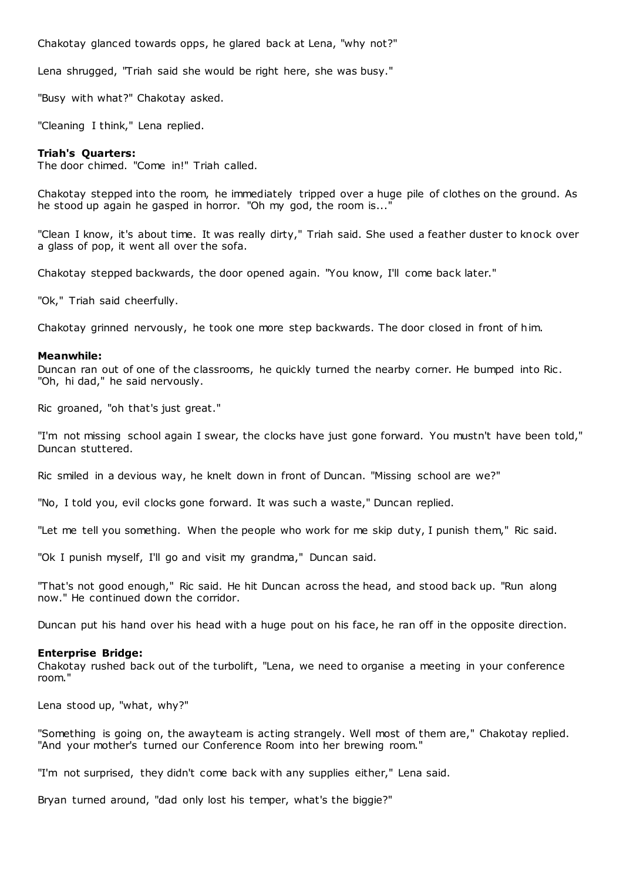Chakotay glanced towards opps, he glared back at Lena, "why not?"

Lena shrugged, "Triah said she would be right here, she was busy."

"Busy with what?" Chakotay asked.

"Cleaning I think," Lena replied.

**Triah's Quarters:**
The door chimed. "Come in!" Triah called.

Chakotay stepped into the room, he immediately tripped over a huge pile of clothes on the ground. As he stood up again he gasped in horror. "Oh my god, the room is..."

"Clean I know, it's about time. It was really dirty," Triah said. She used a feather duster to knock over a glass of pop, it went all over the sofa.

Chakotay stepped backwards, the door opened again. "You know, I'll come back later."

"Ok," Triah said cheerfully.

Chakotay grinned nervously, he took one more step backwards. The door closed in front of him.

**Meanwhile:**
Duncan ran out of one of the classrooms, he quickly turned the nearby corner. He bumped into Ric. "Oh, hi dad," he said nervously.

Ric groaned, "oh that's just great."

"I'm not missing school again I swear, the clocks have just gone forward. You mustn't have been told," Duncan stuttered.

Ric smiled in a devious way, he knelt down in front of Duncan. "Missing school are we?"

"No, I told you, evil clocks gone forward. It was such a waste," Duncan replied.

"Let me tell you something. When the people who work for me skip duty, I punish them," Ric said.

"Ok I punish myself, I'll go and visit my grandma," Duncan said.

"That's not good enough," Ric said. He hit Duncan across the head, and stood back up. "Run along now." He continued down the corridor.

Duncan put his hand over his head with a huge pout on his face, he ran off in the opposite direction.

**Enterprise Bridge:**
Chakotay rushed back out of the turbolift, "Lena, we need to organise a meeting in your conference room."

Lena stood up, "what, why?"

"Something is going on, the awayteam is acting strangely. Well most of them are," Chakotay replied. "And your mother's turned our Conference Room into her brewing room."

"I'm not surprised, they didn't come back with any supplies either," Lena said.

Bryan turned around, "dad only lost his temper, what's the biggie?"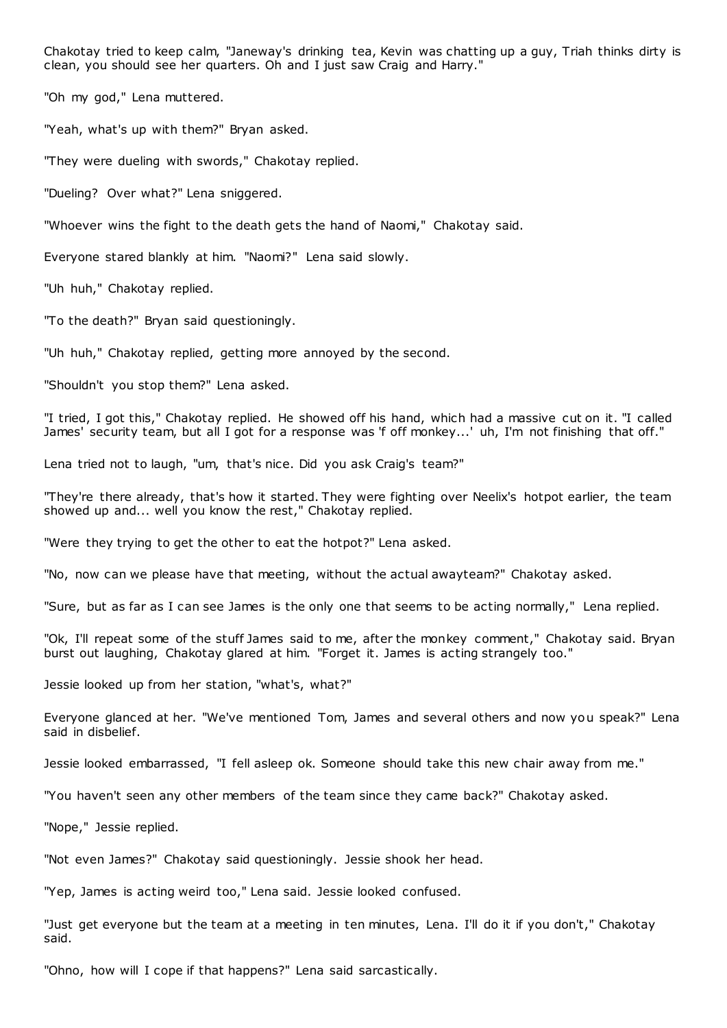Chakotay tried to keep calm, "Janeway's drinking tea, Kevin was chatting up a guy, Triah thinks dirty is clean, you should see her quarters. Oh and I just saw Craig and Harry."

"Oh my god," Lena muttered.

"Yeah, what's up with them?" Bryan asked.

"They were dueling with swords," Chakotay replied.

"Dueling? Over what?" Lena sniggered.

"Whoever wins the fight to the death gets the hand of Naomi," Chakotay said.

Everyone stared blankly at him. "Naomi?" Lena said slowly.

"Uh huh," Chakotay replied.

"To the death?" Bryan said questioningly.

"Uh huh," Chakotay replied, getting more annoyed by the second.

"Shouldn't you stop them?" Lena asked.

"I tried, I got this," Chakotay replied. He showed off his hand, which had a massive cut on it. "I called James' security team, but all I got for a response was 'f off monkey...' uh, I'm not finishing that off."

Lena tried not to laugh, "um, that's nice. Did you ask Craig's team?"

"They're there already, that's how it started. They were fighting over Neelix's hotpot earlier, the team showed up and... well you know the rest," Chakotay replied.

"Were they trying to get the other to eat the hotpot?" Lena asked.

"No, now can we please have that meeting, without the actual awayteam?" Chakotay asked.

"Sure, but as far as I can see James is the only one that seems to be acting normally," Lena replied.

"Ok, I'll repeat some of the stuff James said to me, after the monkey comment," Chakotay said. Bryan burst out laughing, Chakotay glared at him. "Forget it. James is acting strangely too."

Jessie looked up from her station, "what's, what?"

Everyone glanced at her. "We've mentioned Tom, James and several others and now you speak?" Lena said in disbelief.

Jessie looked embarrassed, "I fell asleep ok. Someone should take this new chair away from me."

"You haven't seen any other members of the team since they came back?" Chakotay asked.

"Nope," Jessie replied.

"Not even James?" Chakotay said questioningly. Jessie shook her head.

"Yep, James is acting weird too," Lena said. Jessie looked confused.

"Just get everyone but the team at a meeting in ten minutes, Lena. I'll do it if you don't," Chakotay said.

"Ohno, how will I cope if that happens?" Lena said sarcastically.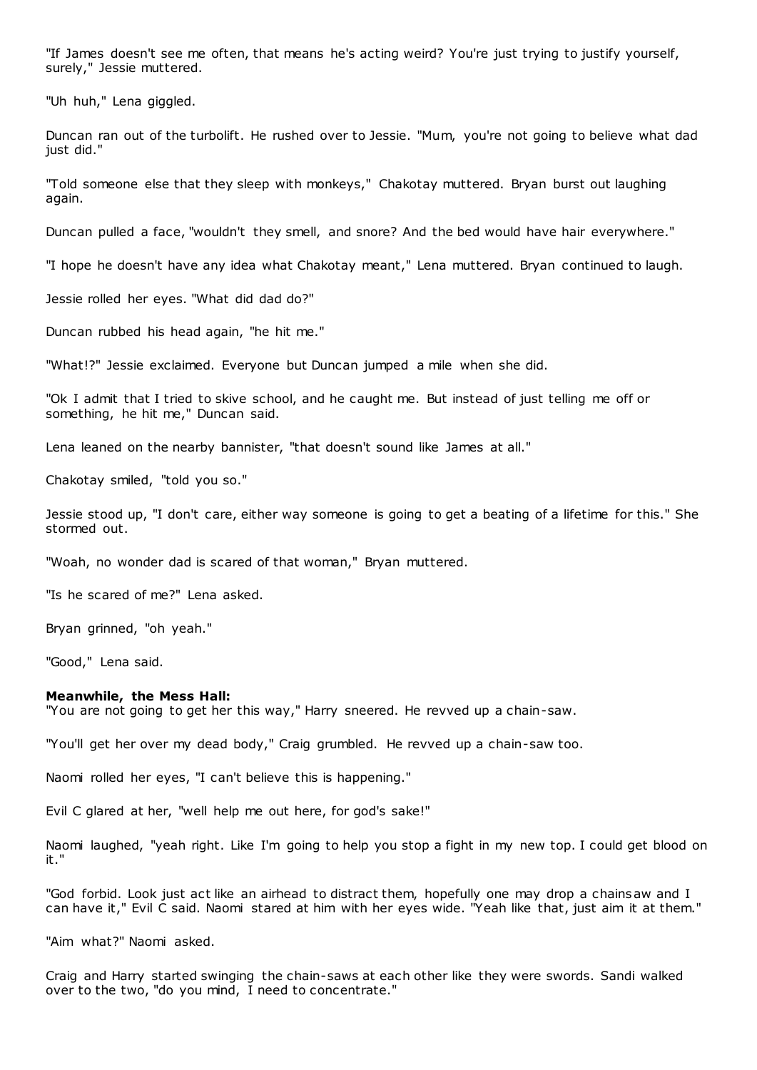"If James doesn't see me often, that means he's acting weird? You're just trying to justify yourself, surely," Jessie muttered.

"Uh huh," Lena giggled.

Duncan ran out of the turbolift. He rushed over to Jessie. "Mum, you're not going to believe what dad just did."

"Told someone else that they sleep with monkeys," Chakotay muttered. Bryan burst out laughing again.

Duncan pulled a face, "wouldn't they smell, and snore? And the bed would have hair everywhere."

"I hope he doesn't have any idea what Chakotay meant," Lena muttered. Bryan continued to laugh.

Jessie rolled her eyes. "What did dad do?"

Duncan rubbed his head again, "he hit me."

"What!?" Jessie exclaimed. Everyone but Duncan jumped a mile when she did.

"Ok I admit that I tried to skive school, and he caught me. But instead of just telling me off or something, he hit me," Duncan said.

Lena leaned on the nearby bannister, "that doesn't sound like James at all."

Chakotay smiled, "told you so."

Jessie stood up, "I don't care, either way someone is going to get a beating of a lifetime for this." She stormed out.

"Woah, no wonder dad is scared of that woman," Bryan muttered.

"Is he scared of me?" Lena asked.

Bryan grinned, "oh yeah."

"Good," Lena said.

**Meanwhile, the Mess Hall:**
"You are not going to get her this way," Harry sneered. He revved up a chain-saw.

"You'll get her over my dead body," Craig grumbled. He revved up a chain-saw too.

Naomi rolled her eyes, "I can't believe this is happening."

Evil C glared at her, "well help me out here, for god's sake!"

Naomi laughed, "yeah right. Like I'm going to help you stop a fight in my new top. I could get blood on it."

"God forbid. Look just act like an airhead to distract them, hopefully one may drop a chainsaw and I can have it," Evil C said. Naomi stared at him with her eyes wide. "Yeah like that, just aim it at them."

"Aim what?" Naomi asked.

Craig and Harry started swinging the chain-saws at each other like they were swords. Sandi walked over to the two, "do you mind, I need to concentrate."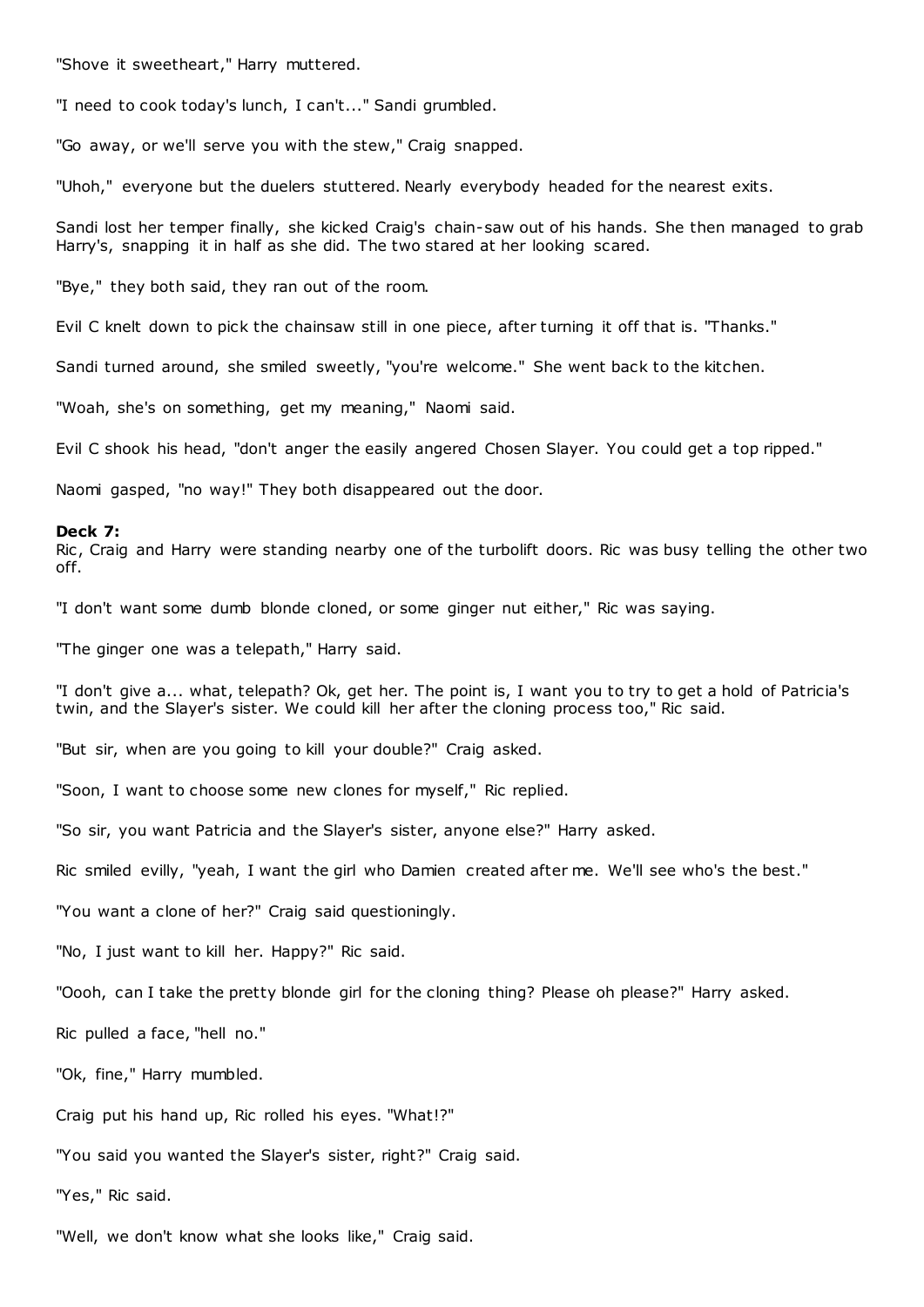"Shove it sweetheart," Harry muttered.

"I need to cook today's lunch, I can't..." Sandi grumbled.

"Go away, or we'll serve you with the stew," Craig snapped.

"Uhoh," everyone but the duelers stuttered. Nearly everybody headed for the nearest exits.

Sandi lost her temper finally, she kicked Craig's chain-saw out of his hands. She then managed to grab Harry's, snapping it in half as she did. The two stared at her looking scared.

"Bye," they both said, they ran out of the room.

Evil C knelt down to pick the chainsaw still in one piece, after turning it off that is. "Thanks."

Sandi turned around, she smiled sweetly, "you're welcome." She went back to the kitchen.

"Woah, she's on something, get my meaning," Naomi said.

Evil C shook his head, "don't anger the easily angered Chosen Slayer. You could get a top ripped."

Naomi gasped, "no way!" They both disappeared out the door.

**Deck 7:**
Ric, Craig and Harry were standing nearby one of the turbolift doors. Ric was busy telling the other two off.

"I don't want some dumb blonde cloned, or some ginger nut either," Ric was saying.

"The ginger one was a telepath," Harry said.

"I don't give a... what, telepath? Ok, get her. The point is, I want you to try to get a hold of Patricia's twin, and the Slayer's sister. We could kill her after the cloning process too," Ric said.

"But sir, when are you going to kill your double?" Craig asked.

"Soon, I want to choose some new clones for myself," Ric replied.

"So sir, you want Patricia and the Slayer's sister, anyone else?" Harry asked.

Ric smiled evilly, "yeah, I want the girl who Damien created after me. We'll see who's the best."

"You want a clone of her?" Craig said questioningly.

"No, I just want to kill her. Happy?" Ric said.

"Oooh, can I take the pretty blonde girl for the cloning thing? Please oh please?" Harry asked.

Ric pulled a face, "hell no."

"Ok, fine," Harry mumbled.

Craig put his hand up, Ric rolled his eyes. "What!?"

"You said you wanted the Slayer's sister, right?" Craig said.

"Yes," Ric said.

"Well, we don't know what she looks like," Craig said.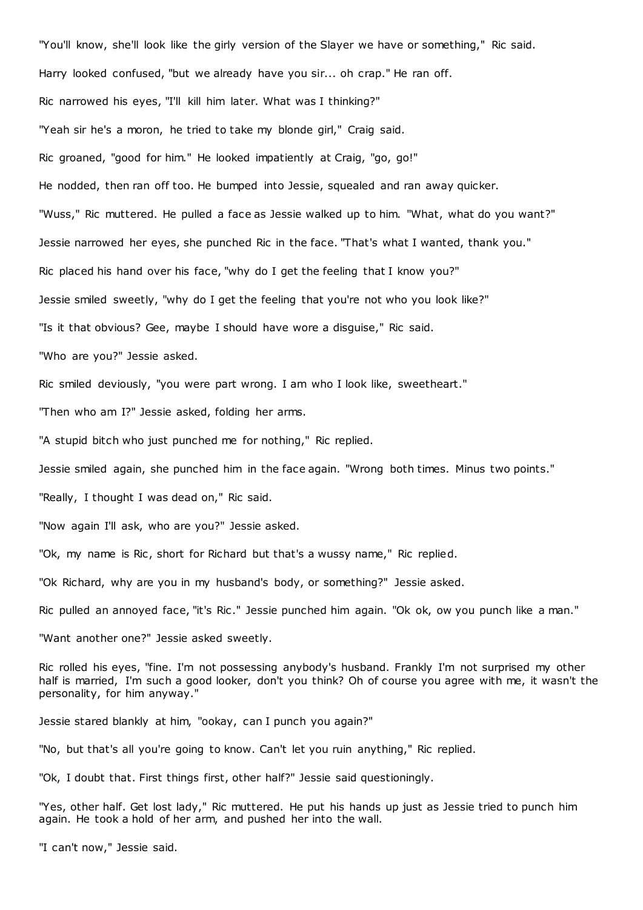"You'll know, she'll look like the girly version of the Slayer we have or something," Ric said.

Harry looked confused, "but we already have you sir... oh crap." He ran off.

Ric narrowed his eyes, "I'll kill him later. What was I thinking?"

"Yeah sir he's a moron, he tried to take my blonde girl," Craig said.

Ric groaned, "good for him." He looked impatiently at Craig, "go, go!"

He nodded, then ran off too. He bumped into Jessie, squealed and ran away quicker.

"Wuss," Ric muttered. He pulled a face as Jessie walked up to him. "What, what do you want?"

Jessie narrowed her eyes, she punched Ric in the face. "That's what I wanted, thank you."

Ric placed his hand over his face, "why do I get the feeling that I know you?"

Jessie smiled sweetly, "why do I get the feeling that you're not who you look like?"

"Is it that obvious? Gee, maybe I should have wore a disguise," Ric said.

"Who are you?" Jessie asked.

Ric smiled deviously, "you were part wrong. I am who I look like, sweetheart."

"Then who am I?" Jessie asked, folding her arms.

"A stupid bitch who just punched me for nothing," Ric replied.

Jessie smiled again, she punched him in the face again. "Wrong both times. Minus two points."

"Really, I thought I was dead on," Ric said.

"Now again I'll ask, who are you?" Jessie asked.

"Ok, my name is Ric, short for Richard but that's a wussy name," Ric replied.

"Ok Richard, why are you in my husband's body, or something?" Jessie asked.

Ric pulled an annoyed face, "it's Ric." Jessie punched him again. "Ok ok, ow you punch like a man."

"Want another one?" Jessie asked sweetly.

Ric rolled his eyes, "fine. I'm not possessing anybody's husband. Frankly I'm not surprised my other half is married, I'm such a good looker, don't you think? Oh of course you agree with me, it wasn't the personality, for him anyway."

Jessie stared blankly at him, "ookay, can I punch you again?"

"No, but that's all you're going to know. Can't let you ruin anything," Ric replied.

"Ok, I doubt that. First things first, other half?" Jessie said questioningly.

"Yes, other half. Get lost lady," Ric muttered. He put his hands up just as Jessie tried to punch him again. He took a hold of her arm, and pushed her into the wall.

"I can't now," Jessie said.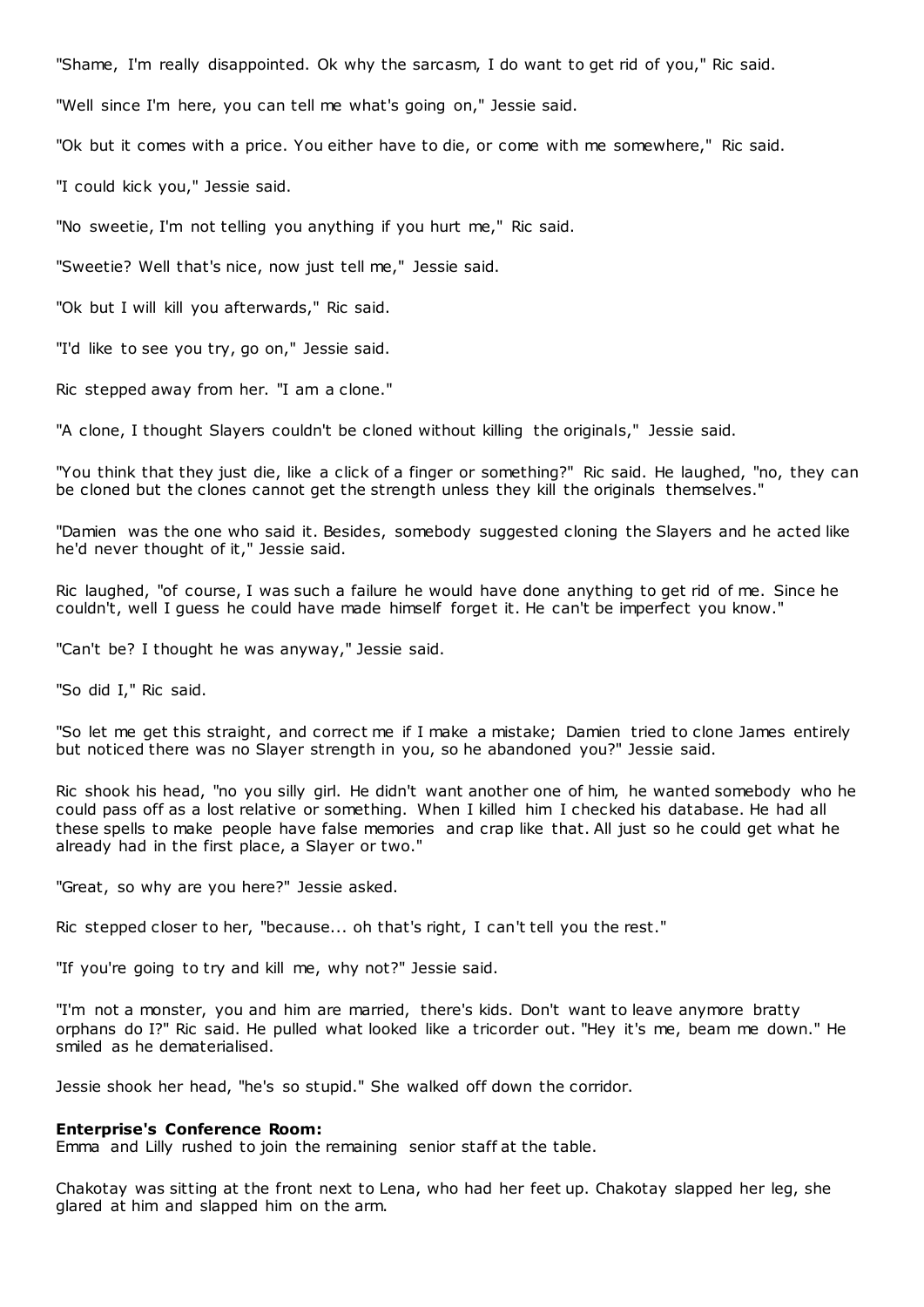"Shame, I'm really disappointed. Ok why the sarcasm, I do want to get rid of you," Ric said.

"Well since I'm here, you can tell me what's going on," Jessie said.

"Ok but it comes with a price. You either have to die, or come with me somewhere," Ric said.

"I could kick you," Jessie said.

"No sweetie, I'm not telling you anything if you hurt me," Ric said.

"Sweetie? Well that's nice, now just tell me," Jessie said.

"Ok but I will kill you afterwards," Ric said.

"I'd like to see you try, go on," Jessie said.

Ric stepped away from her. "I am a clone."

"A clone, I thought Slayers couldn't be cloned without killing the originals," Jessie said.

"You think that they just die, like a click of a finger or something?" Ric said. He laughed, "no, they can be cloned but the clones cannot get the strength unless they kill the originals themselves."

"Damien was the one who said it. Besides, somebody suggested cloning the Slayers and he acted like he'd never thought of it," Jessie said.

Ric laughed, "of course, I was such a failure he would have done anything to get rid of me. Since he couldn't, well I guess he could have made himself forget it. He can't be imperfect you know."

"Can't be? I thought he was anyway," Jessie said.

"So did I," Ric said.

"So let me get this straight, and correct me if I make a mistake; Damien tried to clone James entirely but noticed there was no Slayer strength in you, so he abandoned you?" Jessie said.

Ric shook his head, "no you silly girl. He didn't want another one of him, he wanted somebody who he could pass off as a lost relative or something. When I killed him I checked his database. He had all these spells to make people have false memories and crap like that. All just so he could get what he already had in the first place, a Slayer or two."

"Great, so why are you here?" Jessie asked.

Ric stepped closer to her, "because... oh that's right, I can't tell you the rest."

"If you're going to try and kill me, why not?" Jessie said.

"I'm not a monster, you and him are married, there's kids. Don't want to leave anymore bratty orphans do I?" Ric said. He pulled what looked like a tricorder out. "Hey it's me, beam me down." He smiled as he dematerialised.

Jessie shook her head, "he's so stupid." She walked off down the corridor.

**Enterprise's Conference Room:**
Emma and Lilly rushed to join the remaining senior staff at the table.

Chakotay was sitting at the front next to Lena, who had her feet up. Chakotay slapped her leg, she glared at him and slapped him on the arm.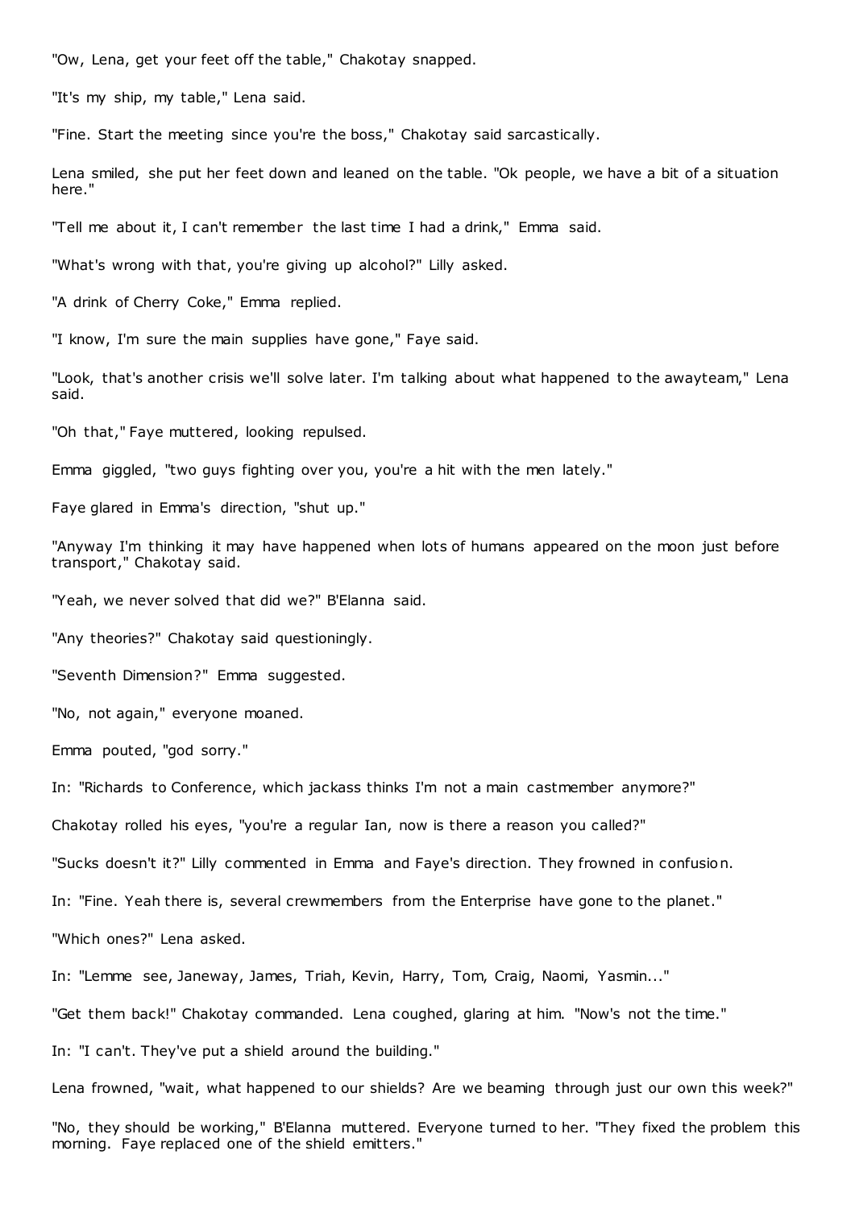"Ow, Lena, get your feet off the table," Chakotay snapped.

"It's my ship, my table," Lena said.

"Fine. Start the meeting since you're the boss," Chakotay said sarcastically.

Lena smiled, she put her feet down and leaned on the table. "Ok people, we have a bit of a situation here."

"Tell me about it, I can't remember the last time I had a drink," Emma said.

"What's wrong with that, you're giving up alcohol?" Lilly asked.

"A drink of Cherry Coke," Emma replied.

"I know, I'm sure the main supplies have gone," Faye said.

"Look, that's another crisis we'll solve later. I'm talking about what happened to the awayteam," Lena said.

"Oh that," Faye muttered, looking repulsed.

Emma giggled, "two guys fighting over you, you're a hit with the men lately."

Faye glared in Emma's direction, "shut up."

"Anyway I'm thinking it may have happened when lots of humans appeared on the moon just before transport," Chakotay said.

"Yeah, we never solved that did we?" B'Elanna said.

"Any theories?" Chakotay said questioningly.

"Seventh Dimension?" Emma suggested.

"No, not again," everyone moaned.

Emma pouted, "god sorry."

In: "Richards to Conference, which jackass thinks I'm not a main castmember anymore?"

Chakotay rolled his eyes, "you're a regular Ian, now is there a reason you called?"

"Sucks doesn't it?" Lilly commented in Emma and Faye's direction. They frowned in confusion.

In: "Fine. Yeah there is, several crewmembers from the Enterprise have gone to the planet."

"Which ones?" Lena asked.

In: "Lemme see, Janeway, James, Triah, Kevin, Harry, Tom, Craig, Naomi, Yasmin..."

"Get them back!" Chakotay commanded. Lena coughed, glaring at him. "Now's not the time."

In: "I can't. They've put a shield around the building."

Lena frowned, "wait, what happened to our shields? Are we beaming through just our own this week?"

"No, they should be working," B'Elanna muttered. Everyone turned to her. "They fixed the problem this morning. Faye replaced one of the shield emitters."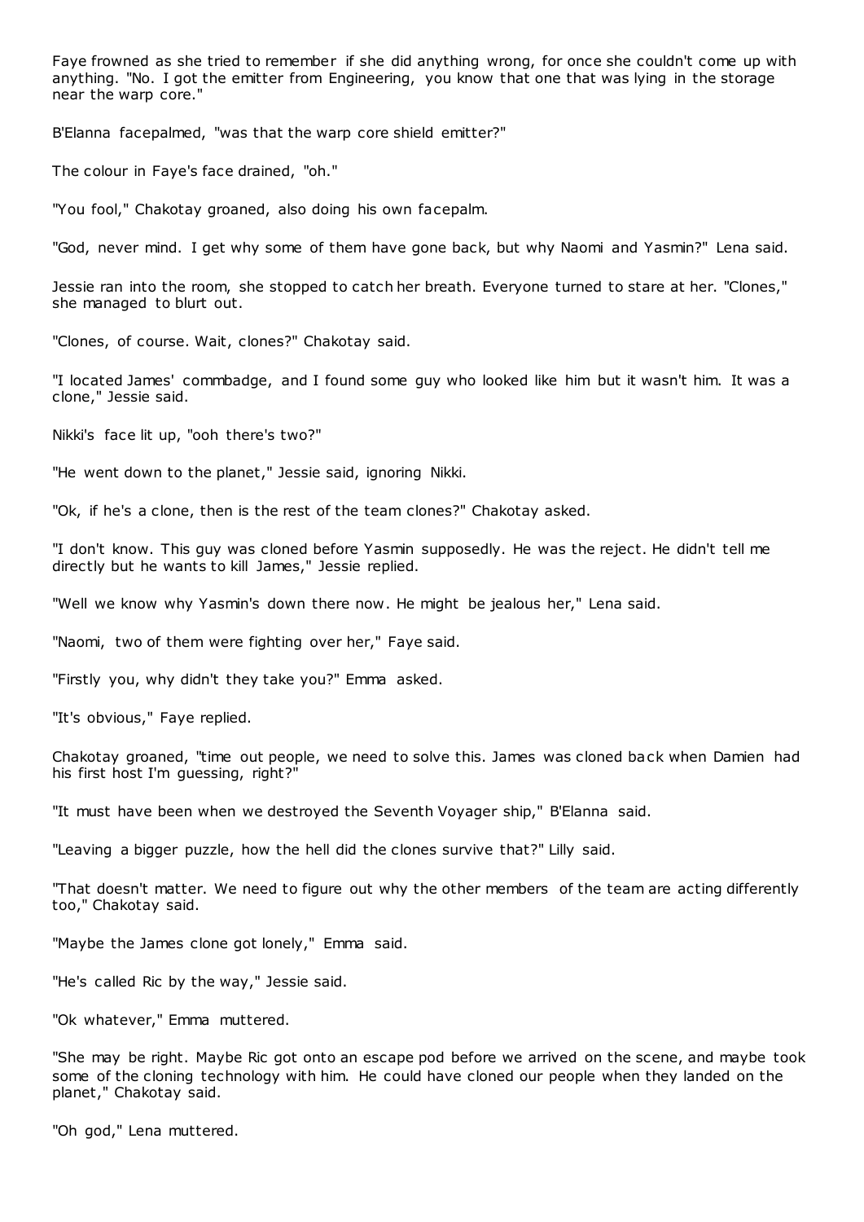Faye frowned as she tried to remember if she did anything wrong, for once she couldn't come up with anything. "No. I got the emitter from Engineering, you know that one that was lying in the storage near the warp core."

B'Elanna facepalmed, "was that the warp core shield emitter?"

The colour in Faye's face drained, "oh."

"You fool," Chakotay groaned, also doing his own facepalm.

"God, never mind. I get why some of them have gone back, but why Naomi and Yasmin?" Lena said.

Jessie ran into the room, she stopped to catch her breath. Everyone turned to stare at her. "Clones," she managed to blurt out.

"Clones, of course. Wait, clones?" Chakotay said.

"I located James' commbadge, and I found some guy who looked like him but it wasn't him. It was a clone," Jessie said.

Nikki's face lit up, "ooh there's two?"

"He went down to the planet," Jessie said, ignoring Nikki.

"Ok, if he's a clone, then is the rest of the team clones?" Chakotay asked.

"I don't know. This guy was cloned before Yasmin supposedly. He was the reject. He didn't tell me directly but he wants to kill James," Jessie replied.

"Well we know why Yasmin's down there now. He might be jealous her," Lena said.

"Naomi, two of them were fighting over her," Faye said.

"Firstly you, why didn't they take you?" Emma asked.

"It's obvious," Faye replied.

Chakotay groaned, "time out people, we need to solve this. James was cloned back when Damien had his first host I'm guessing, right?"

"It must have been when we destroyed the Seventh Voyager ship," B'Elanna said.

"Leaving a bigger puzzle, how the hell did the clones survive that?" Lilly said.

"That doesn't matter. We need to figure out why the other members of the team are acting differently too," Chakotay said.

"Maybe the James clone got lonely," Emma said.

"He's called Ric by the way," Jessie said.

"Ok whatever," Emma muttered.

"She may be right. Maybe Ric got onto an escape pod before we arrived on the scene, and maybe took some of the cloning technology with him. He could have cloned our people when they landed on the planet," Chakotay said.

"Oh god," Lena muttered.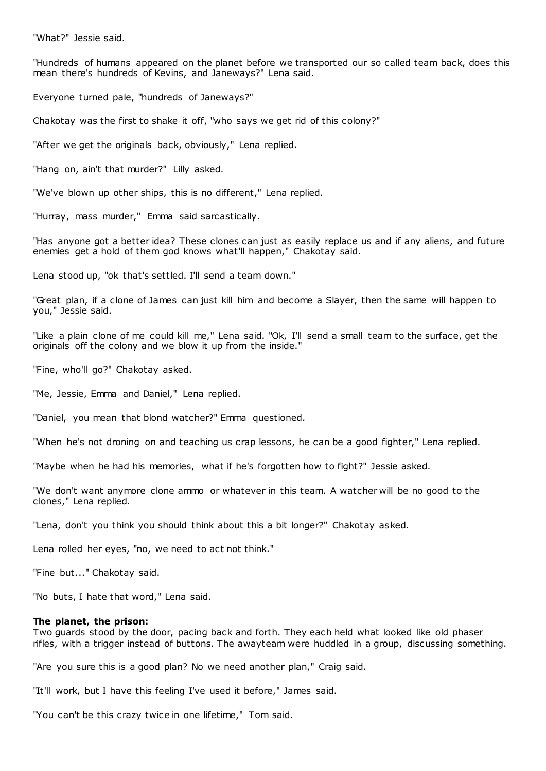"What?" Jessie said.

"Hundreds of humans appeared on the planet before we transported our so called team back, does this mean there's hundreds of Kevins, and Janeways?" Lena said.

Everyone turned pale, "hundreds of Janeways?"

Chakotay was the first to shake it off, "who says we get rid of this colony?"

"After we get the originals back, obviously," Lena replied.

"Hang on, ain't that murder?" Lilly asked.

"We've blown up other ships, this is no different," Lena replied.

"Hurray, mass murder," Emma said sarcastically.

"Has anyone got a better idea? These clones can just as easily replace us and if any aliens, and future enemies get a hold of them god knows what'll happen," Chakotay said.

Lena stood up, "ok that's settled. I'll send a team down."

"Great plan, if a clone of James can just kill him and become a Slayer, then the same will happen to you," Jessie said.

"Like a plain clone of me could kill me," Lena said. "Ok, I'll send a small team to the surface, get the originals off the colony and we blow it up from the inside."

"Fine, who'll go?" Chakotay asked.

"Me, Jessie, Emma and Daniel," Lena replied.

"Daniel, you mean that blond watcher?" Emma questioned.

"When he's not droning on and teaching us crap lessons, he can be a good fighter," Lena replied.

"Maybe when he had his memories, what if he's forgotten how to fight?" Jessie asked.

"We don't want anymore clone ammo or whatever in this team. A watcher will be no good to the clones," Lena replied.

"Lena, don't you think you should think about this a bit longer?" Chakotay asked.

Lena rolled her eyes, "no, we need to act not think."

"Fine but..." Chakotay said.

"No buts, I hate that word," Lena said.

**The planet, the prison:**
Two guards stood by the door, pacing back and forth. They each held what looked like old phaser rifles, with a trigger instead of buttons. The awayteam were huddled in a group, discussing something.

"Are you sure this is a good plan? No we need another plan," Craig said.

"It'll work, but I have this feeling I've used it before," James said.

"You can't be this crazy twice in one lifetime," Tom said.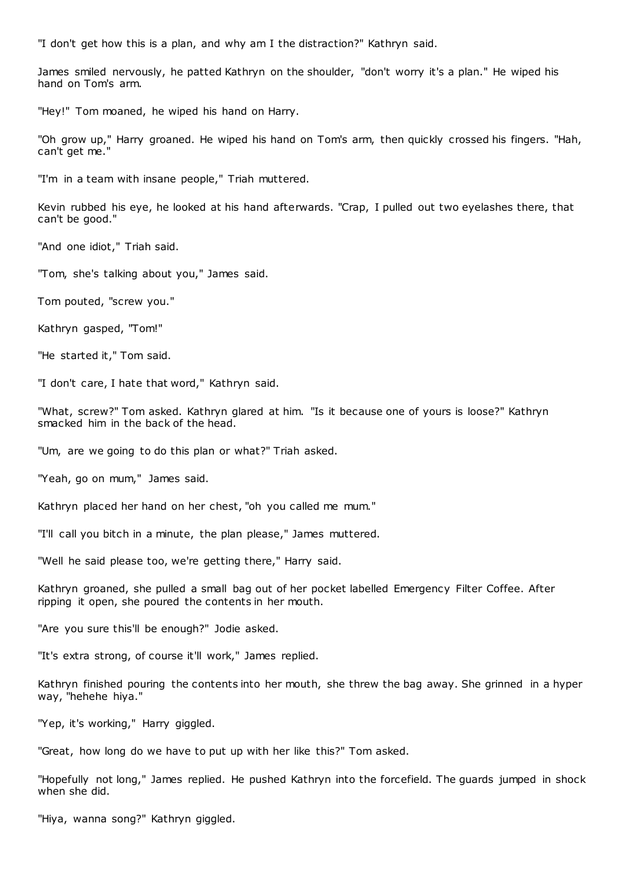"I don't get how this is a plan, and why am I the distraction?" Kathryn said.

James smiled nervously, he patted Kathryn on the shoulder, "don't worry it's a plan." He wiped his hand on Tom's arm.

"Hey!" Tom moaned, he wiped his hand on Harry.

"Oh grow up," Harry groaned. He wiped his hand on Tom's arm, then quickly crossed his fingers. "Hah, can't get me."

"I'm in a team with insane people," Triah muttered.

Kevin rubbed his eye, he looked at his hand afterwards. "Crap, I pulled out two eyelashes there, that can't be good."

"And one idiot," Triah said.

"Tom, she's talking about you," James said.

Tom pouted, "screw you."

Kathryn gasped, "Tom!"

"He started it," Tom said.

"I don't care, I hate that word," Kathryn said.

"What, screw?" Tom asked. Kathryn glared at him. "Is it because one of yours is loose?" Kathryn smacked him in the back of the head.

"Um, are we going to do this plan or what?" Triah asked.

"Yeah, go on mum," James said.

Kathryn placed her hand on her chest, "oh you called me mum."

"I'll call you bitch in a minute, the plan please," James muttered.

"Well he said please too, we're getting there," Harry said.

Kathryn groaned, she pulled a small bag out of her pocket labelled Emergency Filter Coffee. After ripping it open, she poured the contents in her mouth.

"Are you sure this'll be enough?" Jodie asked.

"It's extra strong, of course it'll work," James replied.

Kathryn finished pouring the contents into her mouth, she threw the bag away. She grinned in a hyper way, "hehehe hiya."

"Yep, it's working," Harry giggled.

"Great, how long do we have to put up with her like this?" Tom asked.

"Hopefully not long," James replied. He pushed Kathryn into the forcefield. The guards jumped in shock when she did.

"Hiya, wanna song?" Kathryn giggled.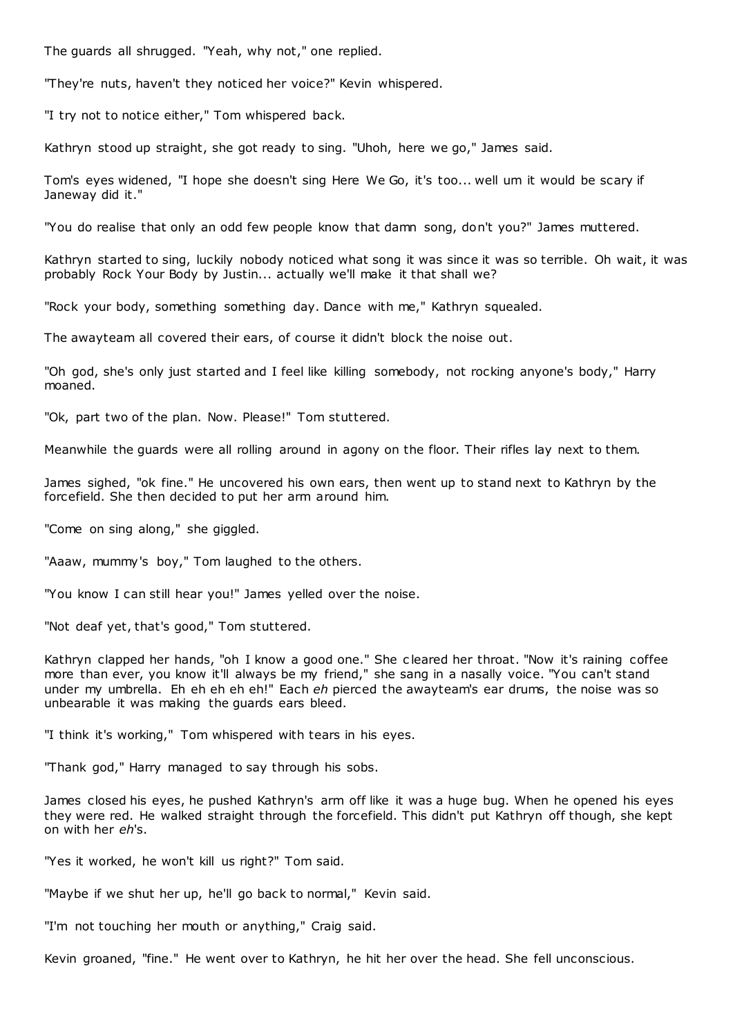The guards all shrugged. "Yeah, why not," one replied.

"They're nuts, haven't they noticed her voice?" Kevin whispered.

"I try not to notice either," Tom whispered back.

Kathryn stood up straight, she got ready to sing. "Uhoh, here we go," James said.

Tom's eyes widened, "I hope she doesn't sing Here We Go, it's too... well um it would be scary if Janeway did it."

"You do realise that only an odd few people know that damn song, don't you?" James muttered.

Kathryn started to sing, luckily nobody noticed what song it was since it was so terrible. Oh wait, it was probably Rock Your Body by Justin... actually we'll make it that shall we?

"Rock your body, something something day. Dance with me," Kathryn squealed.

The awayteam all covered their ears, of course it didn't block the noise out.

"Oh god, she's only just started and I feel like killing somebody, not rocking anyone's body," Harry moaned.

"Ok, part two of the plan. Now. Please!" Tom stuttered.

Meanwhile the guards were all rolling around in agony on the floor. Their rifles lay next to them.

James sighed, "ok fine." He uncovered his own ears, then went up to stand next to Kathryn by the forcefield. She then decided to put her arm around him.

"Come on sing along," she giggled.

"Aaaw, mummy's boy," Tom laughed to the others.

"You know I can still hear you!" James yelled over the noise.

"Not deaf yet, that's good," Tom stuttered.

Kathryn clapped her hands, "oh I know a good one." She cleared her throat. "Now it's raining coffee more than ever, you know it'll always be my friend," she sang in a nasally voice. "You can't stand under my umbrella. Eh eh eh eh eh!" Each *eh* pierced the awayteam's ear drums, the noise was so unbearable it was making the guards ears bleed.

"I think it's working," Tom whispered with tears in his eyes.

"Thank god," Harry managed to say through his sobs.

James closed his eyes, he pushed Kathryn's arm off like it was a huge bug. When he opened his eyes they were red. He walked straight through the forcefield. This didn't put Kathryn off though, she kept on with her *eh*'s.

"Yes it worked, he won't kill us right?" Tom said.

"Maybe if we shut her up, he'll go back to normal," Kevin said.

"I'm not touching her mouth or anything," Craig said.

Kevin groaned, "fine." He went over to Kathryn, he hit her over the head. She fell unconscious.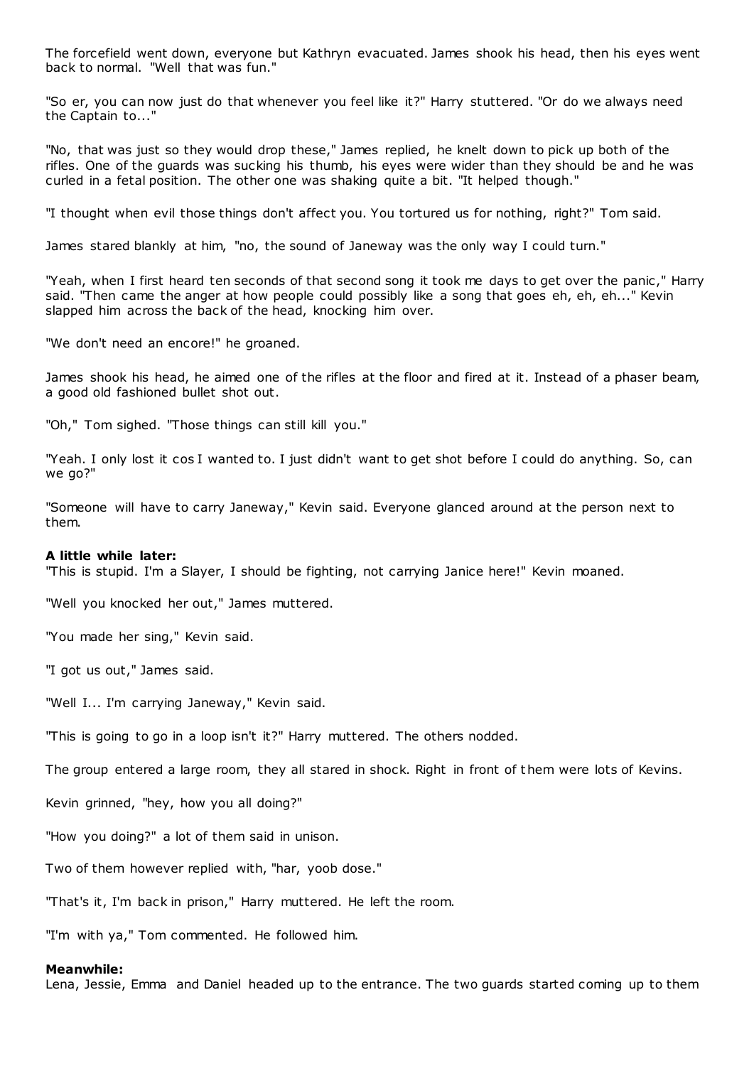The forcefield went down, everyone but Kathryn evacuated. James shook his head, then his eyes went back to normal. "Well that was fun."

"So er, you can now just do that whenever you feel like it?" Harry stuttered. "Or do we always need the Captain to..."

"No, that was just so they would drop these," James replied, he knelt down to pick up both of the rifles. One of the guards was sucking his thumb, his eyes were wider than they should be and he was curled in a fetal position. The other one was shaking quite a bit. "It helped though."

"I thought when evil those things don't affect you. You tortured us for nothing, right?" Tom said.

James stared blankly at him, "no, the sound of Janeway was the only way I could turn."

"Yeah, when I first heard ten seconds of that second song it took me days to get over the panic," Harry said. "Then came the anger at how people could possibly like a song that goes eh, eh, eh..." Kevin slapped him across the back of the head, knocking him over.

"We don't need an encore!" he groaned.

James shook his head, he aimed one of the rifles at the floor and fired at it. Instead of a phaser beam, a good old fashioned bullet shot out.

"Oh," Tom sighed. "Those things can still kill you."

"Yeah. I only lost it cos I wanted to. I just didn't want to get shot before I could do anything. So, can we go?"

"Someone will have to carry Janeway," Kevin said. Everyone glanced around at the person next to them.

**A little while later:**
"This is stupid. I'm a Slayer, I should be fighting, not carrying Janice here!" Kevin moaned.

"Well you knocked her out," James muttered.

"You made her sing," Kevin said.

"I got us out," James said.

"Well I... I'm carrying Janeway," Kevin said.

"This is going to go in a loop isn't it?" Harry muttered. The others nodded.

The group entered a large room, they all stared in shock. Right in front of them were lots of Kevins.

Kevin grinned, "hey, how you all doing?"

"How you doing?" a lot of them said in unison.

Two of them however replied with, "har, yoob dose."

"That's it, I'm back in prison," Harry muttered. He left the room.

"I'm with ya," Tom commented. He followed him.

**Meanwhile:**
Lena, Jessie, Emma and Daniel headed up to the entrance. The two guards started coming up to them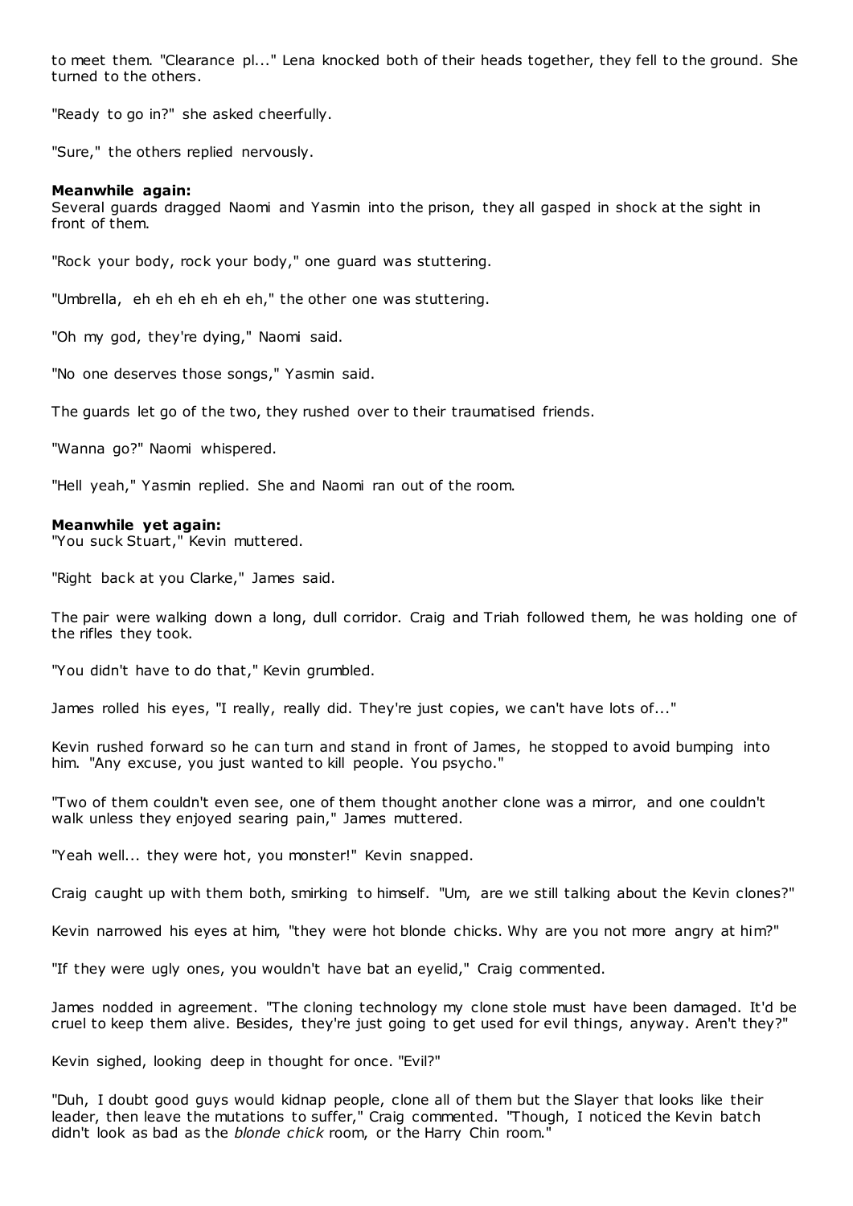to meet them. "Clearance pl..." Lena knocked both of their heads together, they fell to the ground. She turned to the others.

"Ready to go in?" she asked cheerfully.

"Sure," the others replied nervously.

**Meanwhile again:**
Several guards dragged Naomi and Yasmin into the prison, they all gasped in shock at the sight in front of them.

"Rock your body, rock your body," one guard was stuttering.

"Umbrella, eh eh eh eh eh eh," the other one was stuttering.

"Oh my god, they're dying," Naomi said.

"No one deserves those songs," Yasmin said.

The guards let go of the two, they rushed over to their traumatised friends.

"Wanna go?" Naomi whispered.

"Hell yeah," Yasmin replied. She and Naomi ran out of the room.

**Meanwhile yet again:**
"You suck Stuart," Kevin muttered.

"Right back at you Clarke," James said.

The pair were walking down a long, dull corridor. Craig and Triah followed them, he was holding one of the rifles they took.

"You didn't have to do that," Kevin grumbled.

James rolled his eyes, "I really, really did. They're just copies, we can't have lots of..."

Kevin rushed forward so he can turn and stand in front of James, he stopped to avoid bumping into him. "Any excuse, you just wanted to kill people. You psycho."

"Two of them couldn't even see, one of them thought another clone was a mirror, and one couldn't walk unless they enjoyed searing pain," James muttered.

"Yeah well... they were hot, you monster!" Kevin snapped.

Craig caught up with them both, smirking to himself. "Um, are we still talking about the Kevin clones?"

Kevin narrowed his eyes at him, "they were hot blonde chicks. Why are you not more angry at him?"

"If they were ugly ones, you wouldn't have bat an eyelid," Craig commented.

James nodded in agreement. "The cloning technology my clone stole must have been damaged. It'd be cruel to keep them alive. Besides, they're just going to get used for evil things, anyway. Aren't they?"

Kevin sighed, looking deep in thought for once. "Evil?"

"Duh, I doubt good guys would kidnap people, clone all of them but the Slayer that looks like their leader, then leave the mutations to suffer," Craig commented. "Though, I noticed the Kevin batch didn't look as bad as the *blonde chick* room, or the Harry Chin room."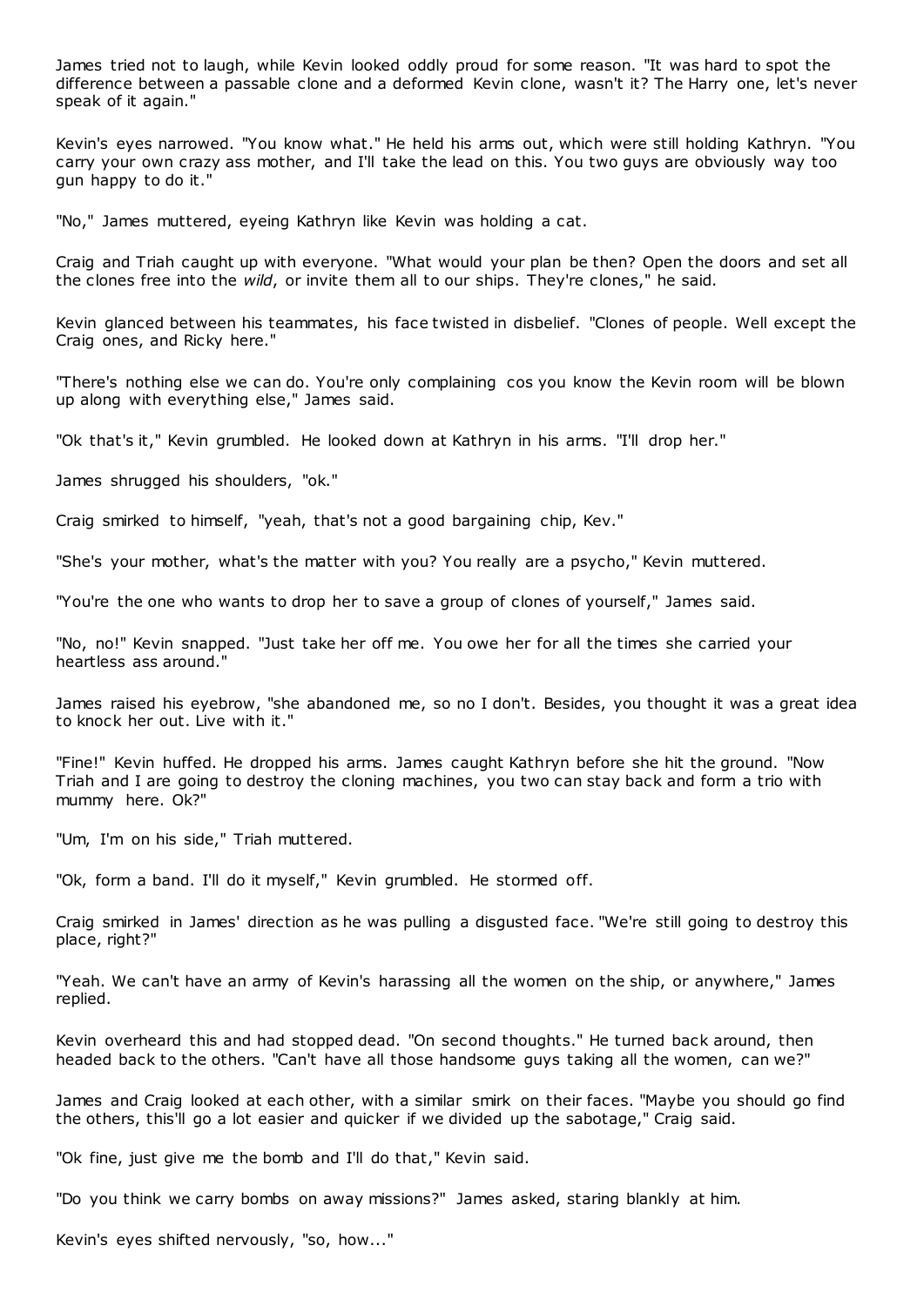James tried not to laugh, while Kevin looked oddly proud for some reason. "It was hard to spot the difference between a passable clone and a deformed Kevin clone, wasn't it? The Harry one, let's never speak of it again."

Kevin's eyes narrowed. "You know what." He held his arms out, which were still holding Kathryn. "You carry your own crazy ass mother, and I'll take the lead on this. You two guys are obviously way too gun happy to do it."

"No," James muttered, eyeing Kathryn like Kevin was holding a cat.

Craig and Triah caught up with everyone. "What would your plan be then? Open the doors and set all the clones free into the *wild*, or invite them all to our ships. They're clones," he said.

Kevin glanced between his teammates, his face twisted in disbelief. "Clones of people. Well except the Craig ones, and Ricky here."

"There's nothing else we can do. You're only complaining cos you know the Kevin room will be blown up along with everything else," James said.

"Ok that's it," Kevin grumbled. He looked down at Kathryn in his arms. "I'll drop her."

James shrugged his shoulders, "ok."

Craig smirked to himself, "yeah, that's not a good bargaining chip, Kev."

"She's your mother, what's the matter with you? You really are a psycho," Kevin muttered.

"You're the one who wants to drop her to save a group of clones of yourself," James said.

"No, no!" Kevin snapped. "Just take her off me. You owe her for all the times she carried your heartless ass around."

James raised his eyebrow, "she abandoned me, so no I don't. Besides, you thought it was a great idea to knock her out. Live with it."

"Fine!" Kevin huffed. He dropped his arms. James caught Kathryn before she hit the ground. "Now Triah and I are going to destroy the cloning machines, you two can stay back and form a trio with mummy here. Ok?"

"Um, I'm on his side," Triah muttered.

"Ok, form a band. I'll do it myself," Kevin grumbled. He stormed off.

Craig smirked in James' direction as he was pulling a disgusted face. "We're still going to destroy this place, right?"

"Yeah. We can't have an army of Kevin's harassing all the women on the ship, or anywhere," James replied.

Kevin overheard this and had stopped dead. "On second thoughts." He turned back around, then headed back to the others. "Can't have all those handsome guys taking all the women, can we?"

James and Craig looked at each other, with a similar smirk on their faces. "Maybe you should go find the others, this'll go a lot easier and quicker if we divided up the sabotage," Craig said.

"Ok fine, just give me the bomb and I'll do that," Kevin said.

"Do you think we carry bombs on away missions?" James asked, staring blankly at him.

Kevin's eyes shifted nervously, "so, how..."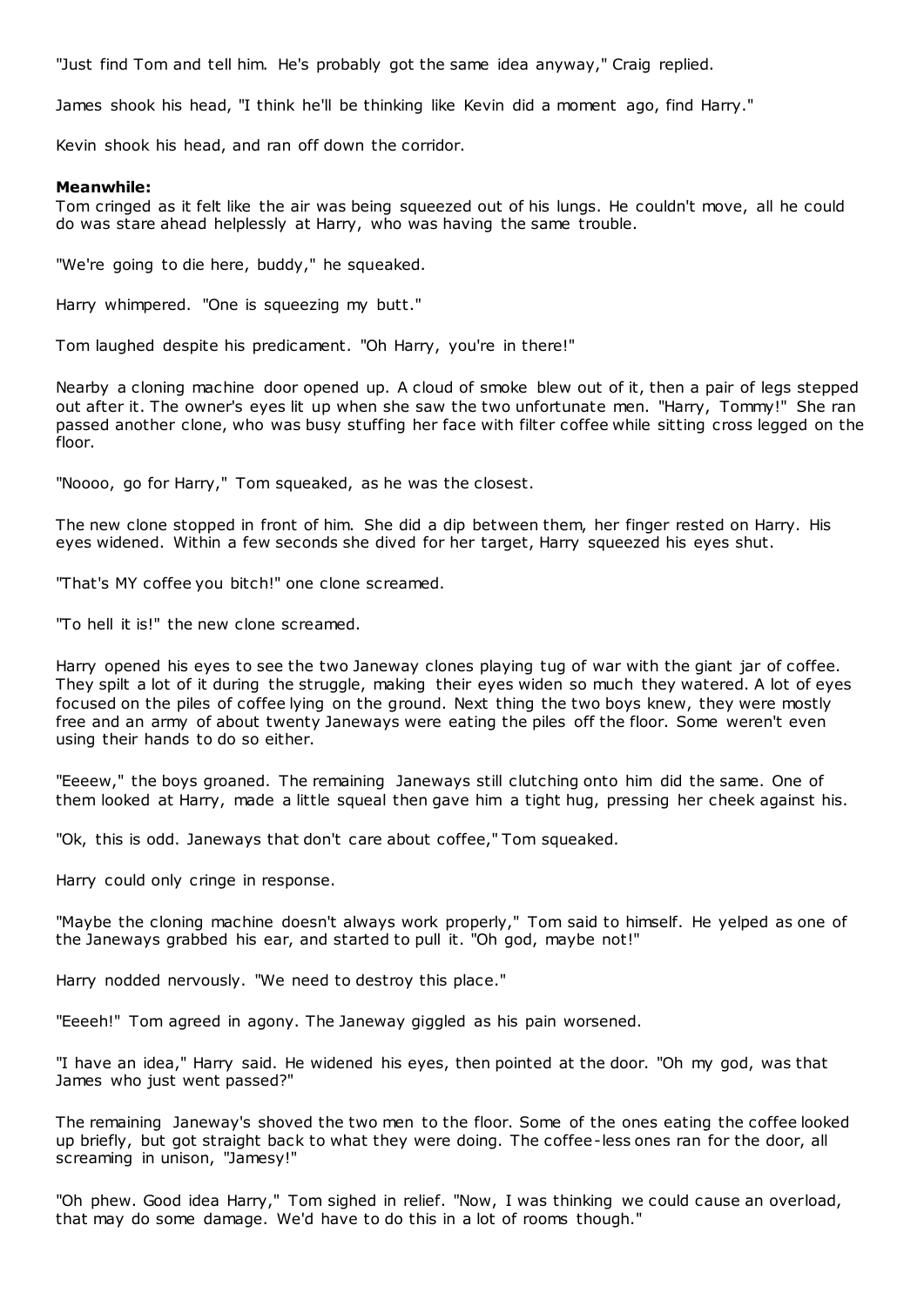"Just find Tom and tell him. He's probably got the same idea anyway," Craig replied.

James shook his head, "I think he'll be thinking like Kevin did a moment ago, find Harry."

Kevin shook his head, and ran off down the corridor.

**Meanwhile:**
Tom cringed as it felt like the air was being squeezed out of his lungs. He couldn't move, all he could do was stare ahead helplessly at Harry, who was having the same trouble.

"We're going to die here, buddy," he squeaked.

Harry whimpered. "One is squeezing my butt."

Tom laughed despite his predicament. "Oh Harry, you're in there!"

Nearby a cloning machine door opened up. A cloud of smoke blew out of it, then a pair of legs stepped out after it. The owner's eyes lit up when she saw the two unfortunate men. "Harry, Tommy!" She ran passed another clone, who was busy stuffing her face with filter coffee while sitting cross legged on the floor.

"Noooo, go for Harry," Tom squeaked, as he was the closest.

The new clone stopped in front of him. She did a dip between them, her finger rested on Harry. His eyes widened. Within a few seconds she dived for her target, Harry squeezed his eyes shut.

"That's MY coffee you bitch!" one clone screamed.

"To hell it is!" the new clone screamed.

Harry opened his eyes to see the two Janeway clones playing tug of war with the giant jar of coffee. They spilt a lot of it during the struggle, making their eyes widen so much they watered. A lot of eyes focused on the piles of coffee lying on the ground. Next thing the two boys knew, they were mostly free and an army of about twenty Janeways were eating the piles off the floor. Some weren't even using their hands to do so either.

"Eeeew," the boys groaned. The remaining Janeways still clutching onto him did the same. One of them looked at Harry, made a little squeal then gave him a tight hug, pressing her cheek against his.

"Ok, this is odd. Janeways that don't care about coffee," Tom squeaked.

Harry could only cringe in response.

"Maybe the cloning machine doesn't always work properly," Tom said to himself. He yelped as one of the Janeways grabbed his ear, and started to pull it. "Oh god, maybe not!"

Harry nodded nervously. "We need to destroy this place."

"Eeeeh!" Tom agreed in agony. The Janeway giggled as his pain worsened.

"I have an idea," Harry said. He widened his eyes, then pointed at the door. "Oh my god, was that James who just went passed?"

The remaining Janeway's shoved the two men to the floor. Some of the ones eating the coffee looked up briefly, but got straight back to what they were doing. The coffee-less ones ran for the door, all screaming in unison, "Jamesy!"

"Oh phew. Good idea Harry," Tom sighed in relief. "Now, I was thinking we could cause an overload, that may do some damage. We'd have to do this in a lot of rooms though."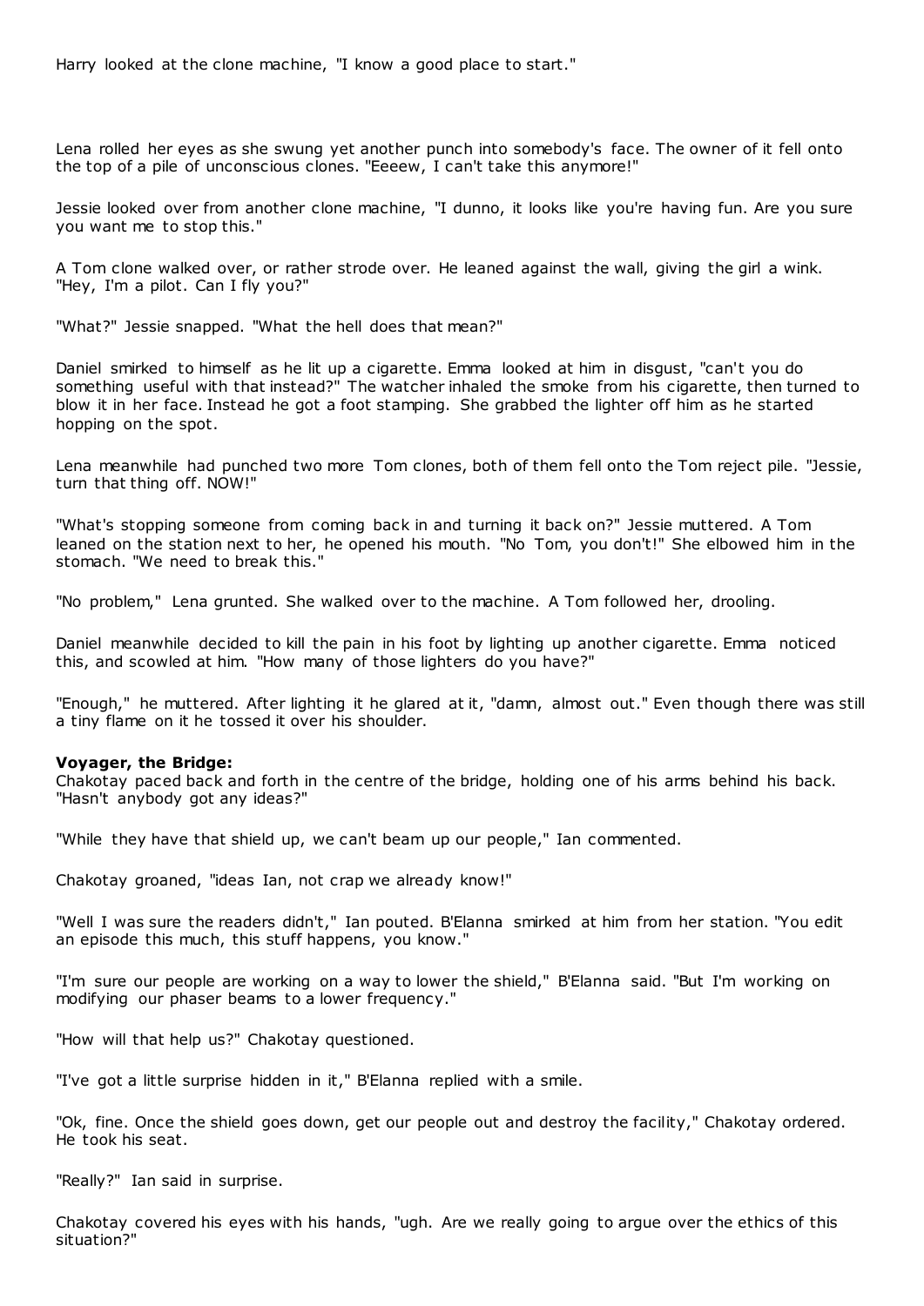Harry looked at the clone machine, "I know a good place to start."

Lena rolled her eyes as she swung yet another punch into somebody's face. The owner of it fell onto the top of a pile of unconscious clones. "Eeeew, I can't take this anymore!"

Jessie looked over from another clone machine, "I dunno, it looks like you're having fun. Are you sure you want me to stop this."

A Tom clone walked over, or rather strode over. He leaned against the wall, giving the girl a wink. "Hey, I'm a pilot. Can I fly you?"

"What?" Jessie snapped. "What the hell does that mean?"

Daniel smirked to himself as he lit up a cigarette. Emma looked at him in disgust, "can't you do something useful with that instead?" The watcher inhaled the smoke from his cigarette, then turned to blow it in her face. Instead he got a foot stamping. She grabbed the lighter off him as he started hopping on the spot.

Lena meanwhile had punched two more Tom clones, both of them fell onto the Tom reject pile. "Jessie, turn that thing off. NOW!"

"What's stopping someone from coming back in and turning it back on?" Jessie muttered. A Tom leaned on the station next to her, he opened his mouth. "No Tom, you don't!" She elbowed him in the stomach. "We need to break this."

"No problem," Lena grunted. She walked over to the machine. A Tom followed her, drooling.

Daniel meanwhile decided to kill the pain in his foot by lighting up another cigarette. Emma noticed this, and scowled at him. "How many of those lighters do you have?"

"Enough," he muttered. After lighting it he glared at it, "damn, almost out." Even though there was still a tiny flame on it he tossed it over his shoulder.

**Voyager, the Bridge:**
Chakotay paced back and forth in the centre of the bridge, holding one of his arms behind his back. "Hasn't anybody got any ideas?"

"While they have that shield up, we can't beam up our people," Ian commented.

Chakotay groaned, "ideas Ian, not crap we already know!"

"Well I was sure the readers didn't," Ian pouted. B'Elanna smirked at him from her station. "You edit an episode this much, this stuff happens, you know."

"I'm sure our people are working on a way to lower the shield," B'Elanna said. "But I'm working on modifying our phaser beams to a lower frequency."

"How will that help us?" Chakotay questioned.

"I've got a little surprise hidden in it," B'Elanna replied with a smile.

"Ok, fine. Once the shield goes down, get our people out and destroy the facility," Chakotay ordered. He took his seat.

"Really?" Ian said in surprise.

Chakotay covered his eyes with his hands, "ugh. Are we really going to argue over the ethics of this situation?"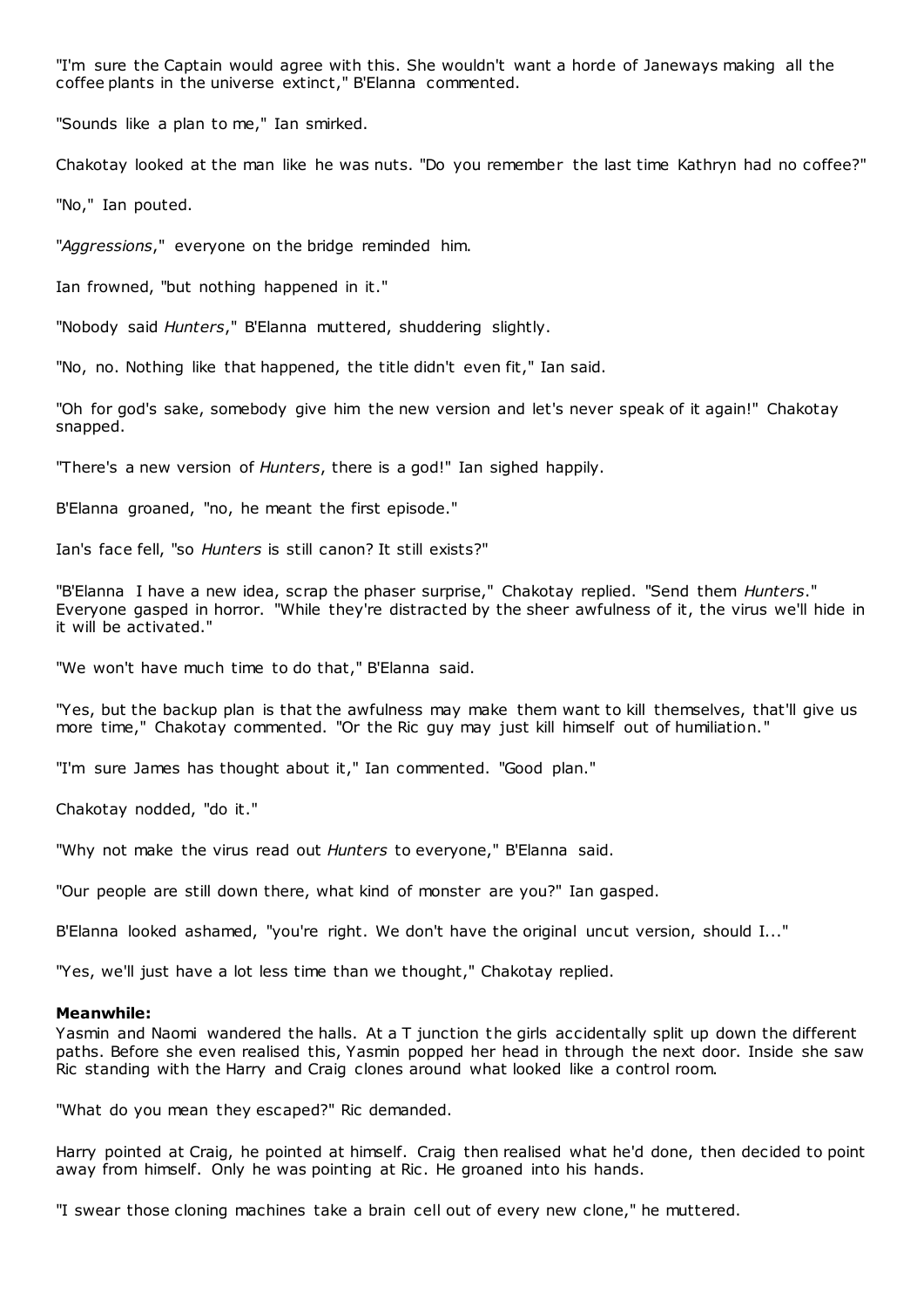"I'm sure the Captain would agree with this. She wouldn't want a horde of Janeways making all the coffee plants in the universe extinct," B'Elanna commented.

"Sounds like a plan to me," Ian smirked.

Chakotay looked at the man like he was nuts. "Do you remember the last time Kathryn had no coffee?"

"No," Ian pouted.

"*Aggressions*," everyone on the bridge reminded him.

Ian frowned, "but nothing happened in it."

"Nobody said *Hunters*," B'Elanna muttered, shuddering slightly.

"No, no. Nothing like that happened, the title didn't even fit," Ian said.

"Oh for god's sake, somebody give him the new version and let's never speak of it again!" Chakotay snapped.

"There's a new version of *Hunters*, there is a god!" Ian sighed happily.

B'Elanna groaned, "no, he meant the first episode."

Ian's face fell, "so *Hunters* is still canon? It still exists?"

"B'Elanna I have a new idea, scrap the phaser surprise," Chakotay replied. "Send them *Hunters*." Everyone gasped in horror. "While they're distracted by the sheer awfulness of it, the virus we'll hide in it will be activated."

"We won't have much time to do that," B'Elanna said.

"Yes, but the backup plan is that the awfulness may make them want to kill themselves, that'll give us more time," Chakotay commented. "Or the Ric guy may just kill himself out of humiliation."

"I'm sure James has thought about it," Ian commented. "Good plan."

Chakotay nodded, "do it."

"Why not make the virus read out *Hunters* to everyone," B'Elanna said.

"Our people are still down there, what kind of monster are you?" Ian gasped.

B'Elanna looked ashamed, "you're right. We don't have the original uncut version, should I..."

"Yes, we'll just have a lot less time than we thought," Chakotay replied.

**Meanwhile:**

Yasmin and Naomi wandered the halls. At a T junction the girls accidentally split up down the different paths. Before she even realised this, Yasmin popped her head in through the next door. Inside she saw Ric standing with the Harry and Craig clones around what looked like a control room.

"What do you mean they escaped?" Ric demanded.

Harry pointed at Craig, he pointed at himself. Craig then realised what he'd done, then decided to point away from himself. Only he was pointing at Ric. He groaned into his hands.

"I swear those cloning machines take a brain cell out of every new clone," he muttered.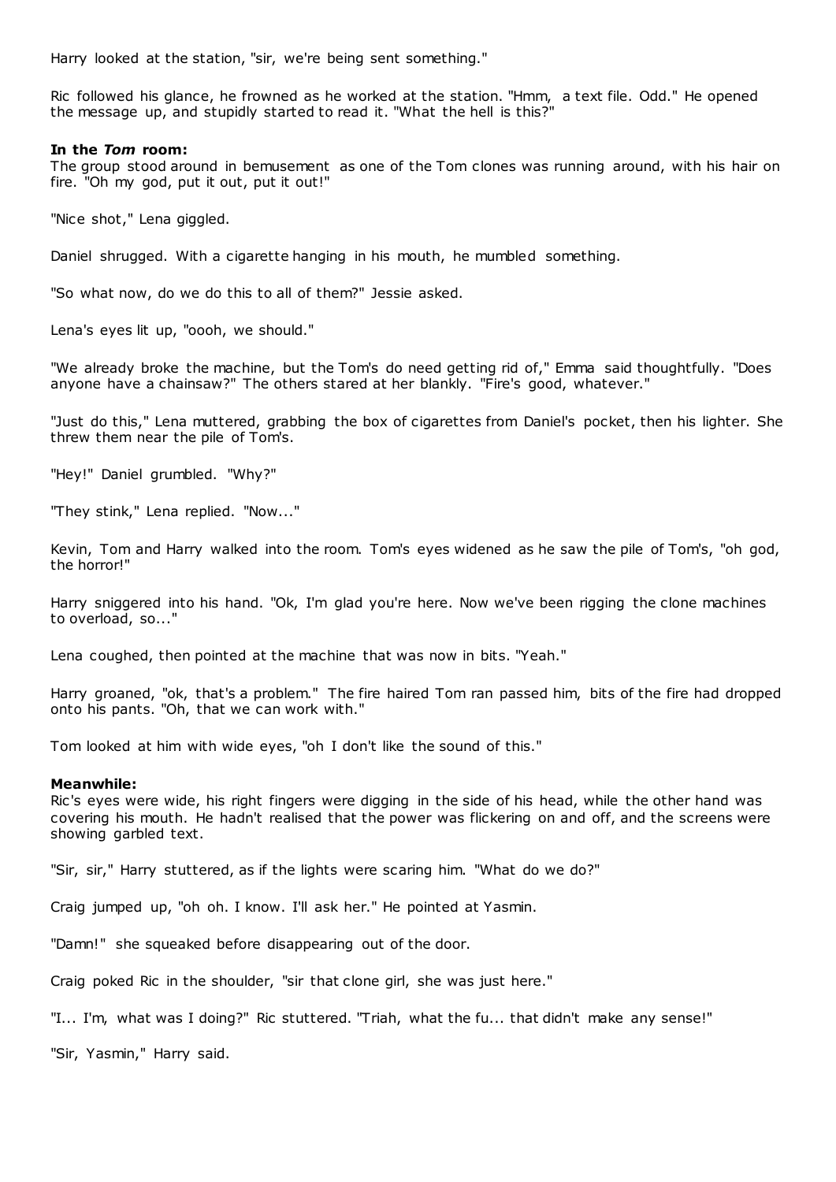Harry looked at the station, "sir, we're being sent something."

Ric followed his glance, he frowned as he worked at the station. "Hmm, a text file. Odd." He opened the message up, and stupidly started to read it. "What the hell is this?"

**In the *Tom* room:**
The group stood around in bemusement as one of the Tom clones was running around, with his hair on fire. "Oh my god, put it out, put it out!"

"Nice shot," Lena giggled.

Daniel shrugged. With a cigarette hanging in his mouth, he mumbled something.

"So what now, do we do this to all of them?" Jessie asked.

Lena's eyes lit up, "oooh, we should."

"We already broke the machine, but the Tom's do need getting rid of," Emma said thoughtfully. "Does anyone have a chainsaw?" The others stared at her blankly. "Fire's good, whatever."

"Just do this," Lena muttered, grabbing the box of cigarettes from Daniel's pocket, then his lighter. She threw them near the pile of Tom's.

"Hey!" Daniel grumbled. "Why?"

"They stink," Lena replied. "Now..."

Kevin, Tom and Harry walked into the room. Tom's eyes widened as he saw the pile of Tom's, "oh god, the horror!"

Harry sniggered into his hand. "Ok, I'm glad you're here. Now we've been rigging the clone machines to overload, so..."

Lena coughed, then pointed at the machine that was now in bits. "Yeah."

Harry groaned, "ok, that's a problem." The fire haired Tom ran passed him, bits of the fire had dropped onto his pants. "Oh, that we can work with."

Tom looked at him with wide eyes, "oh I don't like the sound of this."

**Meanwhile:**
Ric's eyes were wide, his right fingers were digging in the side of his head, while the other hand was covering his mouth. He hadn't realised that the power was flickering on and off, and the screens were showing garbled text.

"Sir, sir," Harry stuttered, as if the lights were scaring him. "What do we do?"

Craig jumped up, "oh oh. I know. I'll ask her." He pointed at Yasmin.

"Damn!" she squeaked before disappearing out of the door.

Craig poked Ric in the shoulder, "sir that clone girl, she was just here."

"I... I'm, what was I doing?" Ric stuttered. "Triah, what the fu... that didn't make any sense!"

"Sir, Yasmin," Harry said.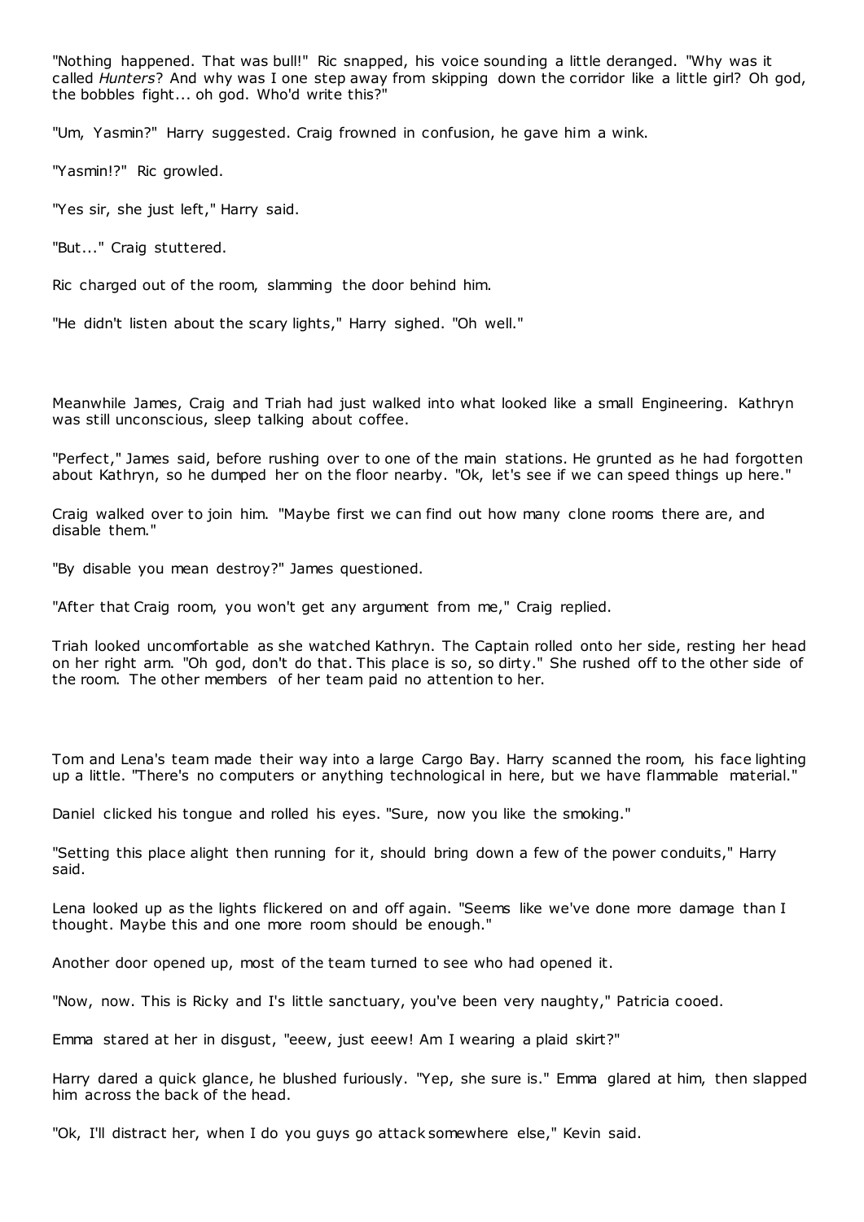"Nothing happened. That was bull!" Ric snapped, his voice sounding a little deranged. "Why was it called *Hunters*? And why was I one step away from skipping down the corridor like a little girl? Oh god, the bobbles fight... oh god. Who'd write this?"

"Um, Yasmin?" Harry suggested. Craig frowned in confusion, he gave him a wink.

"Yasmin!?" Ric growled.

"Yes sir, she just left," Harry said.

"But..." Craig stuttered.

Ric charged out of the room, slamming the door behind him.

"He didn't listen about the scary lights," Harry sighed. "Oh well."

Meanwhile James, Craig and Triah had just walked into what looked like a small Engineering. Kathryn was still unconscious, sleep talking about coffee.

"Perfect," James said, before rushing over to one of the main stations. He grunted as he had forgotten about Kathryn, so he dumped her on the floor nearby. "Ok, let's see if we can speed things up here."

Craig walked over to join him. "Maybe first we can find out how many clone rooms there are, and disable them."

"By disable you mean destroy?" James questioned.

"After that Craig room, you won't get any argument from me," Craig replied.

Triah looked uncomfortable as she watched Kathryn. The Captain rolled onto her side, resting her head on her right arm. "Oh god, don't do that. This place is so, so dirty." She rushed off to the other side of the room. The other members of her team paid no attention to her.

Tom and Lena's team made their way into a large Cargo Bay. Harry scanned the room, his face lighting up a little. "There's no computers or anything technological in here, but we have flammable material."

Daniel clicked his tongue and rolled his eyes. "Sure, now you like the smoking."

"Setting this place alight then running for it, should bring down a few of the power conduits," Harry said.

Lena looked up as the lights flickered on and off again. "Seems like we've done more damage than I thought. Maybe this and one more room should be enough."

Another door opened up, most of the team turned to see who had opened it.

"Now, now. This is Ricky and I's little sanctuary, you've been very naughty," Patricia cooed.

Emma stared at her in disgust, "eeew, just eeew! Am I wearing a plaid skirt?"

Harry dared a quick glance, he blushed furiously. "Yep, she sure is." Emma glared at him, then slapped him across the back of the head.

"Ok, I'll distract her, when I do you guys go attack somewhere else," Kevin said.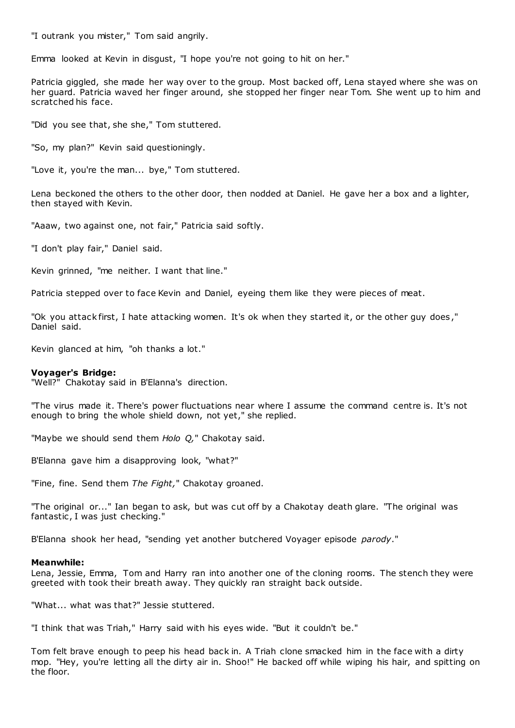"I outrank you mister," Tom said angrily.

Emma looked at Kevin in disgust, "I hope you're not going to hit on her."

Patricia giggled, she made her way over to the group. Most backed off, Lena stayed where she was on her guard. Patricia waved her finger around, she stopped her finger near Tom. She went up to him and scratched his face.

"Did you see that, she she," Tom stuttered.

"So, my plan?" Kevin said questioningly.

"Love it, you're the man... bye," Tom stuttered.

Lena beckoned the others to the other door, then nodded at Daniel. He gave her a box and a lighter, then stayed with Kevin.

"Aaaw, two against one, not fair," Patricia said softly.

"I don't play fair," Daniel said.

Kevin grinned, "me neither. I want that line."

Patricia stepped over to face Kevin and Daniel, eyeing them like they were pieces of meat.

"Ok you attack first, I hate attacking women. It's ok when they started it, or the other guy does," Daniel said.

Kevin glanced at him, "oh thanks a lot."

**Voyager's Bridge:**
"Well?" Chakotay said in B'Elanna's direction.

"The virus made it. There's power fluctuations near where I assume the command centre is. It's not enough to bring the whole shield down, not yet," she replied.

"Maybe we should send them *Holo Q,*" Chakotay said.

B'Elanna gave him a disapproving look, "what?"

"Fine, fine. Send them *The Fight,*" Chakotay groaned.

"The original or..." Ian began to ask, but was cut off by a Chakotay death glare. "The original was fantastic, I was just checking."

B'Elanna shook her head, "sending yet another butchered Voyager episode *parody*."

**Meanwhile:**
Lena, Jessie, Emma, Tom and Harry ran into another one of the cloning rooms. The stench they were greeted with took their breath away. They quickly ran straight back outside.

"What... what was that?" Jessie stuttered.

"I think that was Triah," Harry said with his eyes wide. "But it couldn't be."

Tom felt brave enough to peep his head back in. A Triah clone smacked him in the face with a dirty mop. "Hey, you're letting all the dirty air in. Shoo!" He backed off while wiping his hair, and spitting on the floor.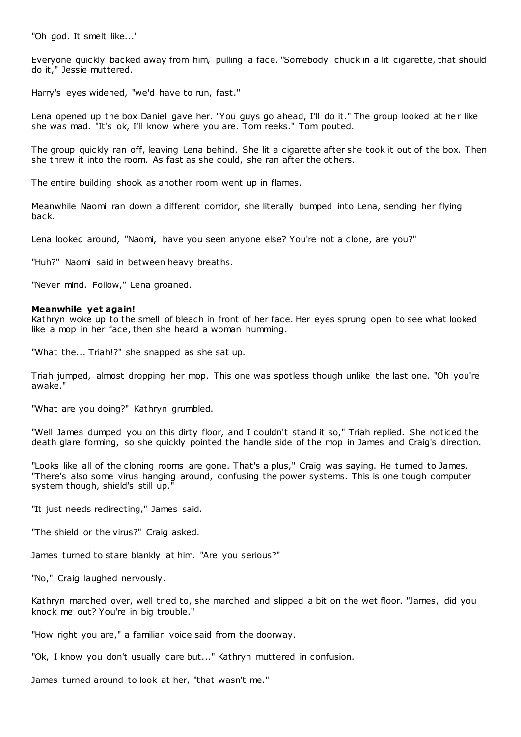"Oh god. It smelt like..."

Everyone quickly backed away from him, pulling a face. "Somebody chuck in a lit cigarette, that should do it," Jessie muttered.

Harry's eyes widened, "we'd have to run, fast."

Lena opened up the box Daniel gave her. "You guys go ahead, I'll do it." The group looked at her like she was mad. "It's ok, I'll know where you are. Tom reeks." Tom pouted.

The group quickly ran off, leaving Lena behind. She lit a cigarette after she took it out of the box. Then she threw it into the room. As fast as she could, she ran after the others.

The entire building shook as another room went up in flames.

Meanwhile Naomi ran down a different corridor, she literally bumped into Lena, sending her flying back.

Lena looked around, "Naomi, have you seen anyone else? You're not a clone, are you?"

"Huh?" Naomi said in between heavy breaths.

"Never mind. Follow," Lena groaned.

**Meanwhile yet again!**
Kathryn woke up to the smell of bleach in front of her face. Her eyes sprung open to see what looked like a mop in her face, then she heard a woman humming.

"What the... Triah!?" she snapped as she sat up.

Triah jumped, almost dropping her mop. This one was spotless though unlike the last one. "Oh you're awake."

"What are you doing?" Kathryn grumbled.

"Well James dumped you on this dirty floor, and I couldn't stand it so," Triah replied. She noticed the death glare forming, so she quickly pointed the handle side of the mop in James and Craig's direction.

"Looks like all of the cloning rooms are gone. That's a plus," Craig was saying. He turned to James. "There's also some virus hanging around, confusing the power systems. This is one tough computer system though, shield's still up."

"It just needs redirecting," James said.

"The shield or the virus?" Craig asked.

James turned to stare blankly at him. "Are you serious?"

"No," Craig laughed nervously.

Kathryn marched over, well tried to, she marched and slipped a bit on the wet floor. "James, did you knock me out? You're in big trouble."

"How right you are," a familiar voice said from the doorway.

"Ok, I know you don't usually care but..." Kathryn muttered in confusion.

James turned around to look at her, "that wasn't me."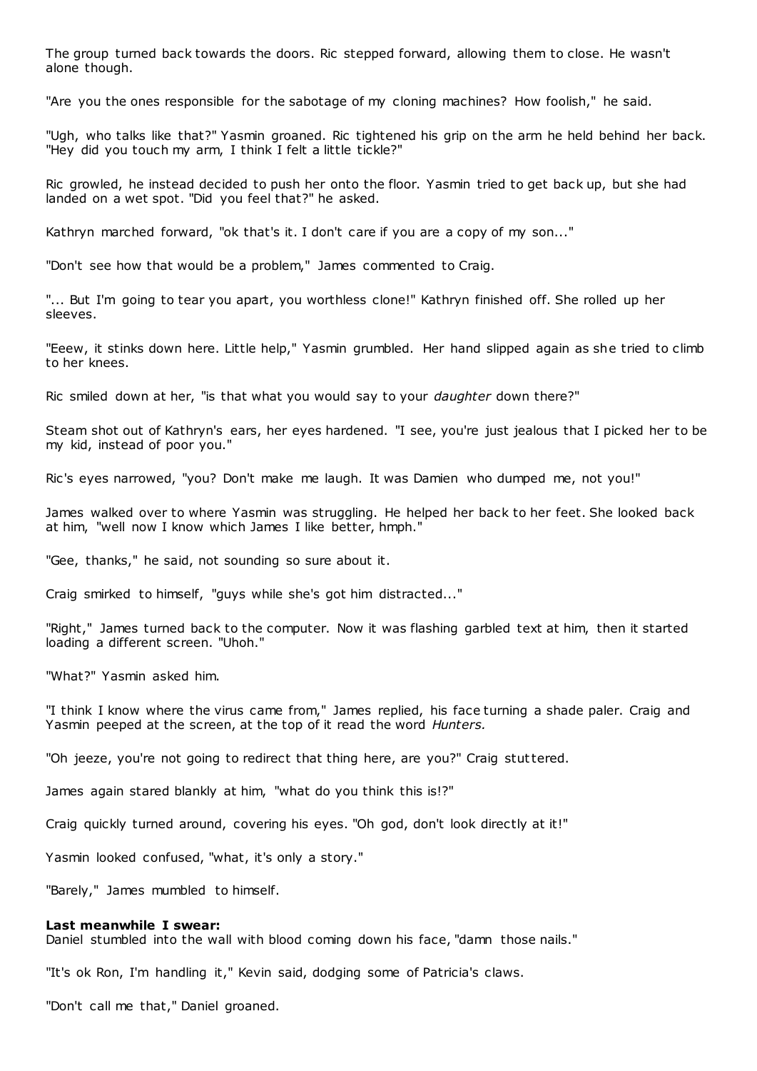The group turned back towards the doors. Ric stepped forward, allowing them to close. He wasn't alone though.

"Are you the ones responsible for the sabotage of my cloning machines? How foolish," he said.

"Ugh, who talks like that?" Yasmin groaned. Ric tightened his grip on the arm he held behind her back. "Hey did you touch my arm, I think I felt a little tickle?"

Ric growled, he instead decided to push her onto the floor. Yasmin tried to get back up, but she had landed on a wet spot. "Did you feel that?" he asked.

Kathryn marched forward, "ok that's it. I don't care if you are a copy of my son..."

"Don't see how that would be a problem," James commented to Craig.

"... But I'm going to tear you apart, you worthless clone!" Kathryn finished off. She rolled up her sleeves.

"Eeew, it stinks down here. Little help," Yasmin grumbled. Her hand slipped again as she tried to climb to her knees.

Ric smiled down at her, "is that what you would say to your *daughter* down there?"

Steam shot out of Kathryn's ears, her eyes hardened. "I see, you're just jealous that I picked her to be my kid, instead of poor you."

Ric's eyes narrowed, "you? Don't make me laugh. It was Damien who dumped me, not you!"

James walked over to where Yasmin was struggling. He helped her back to her feet. She looked back at him, "well now I know which James I like better, hmph."

"Gee, thanks," he said, not sounding so sure about it.

Craig smirked to himself, "guys while she's got him distracted..."

"Right," James turned back to the computer. Now it was flashing garbled text at him, then it started loading a different screen. "Uhoh."

"What?" Yasmin asked him.

"I think I know where the virus came from," James replied, his face turning a shade paler. Craig and Yasmin peeped at the screen, at the top of it read the word *Hunters.*

"Oh jeeze, you're not going to redirect that thing here, are you?" Craig stuttered.

James again stared blankly at him, "what do you think this is!?"

Craig quickly turned around, covering his eyes. "Oh god, don't look directly at it!"

Yasmin looked confused, "what, it's only a story."

"Barely," James mumbled to himself.

**Last meanwhile I swear:**
Daniel stumbled into the wall with blood coming down his face, "damn those nails."

"It's ok Ron, I'm handling it," Kevin said, dodging some of Patricia's claws.

"Don't call me that," Daniel groaned.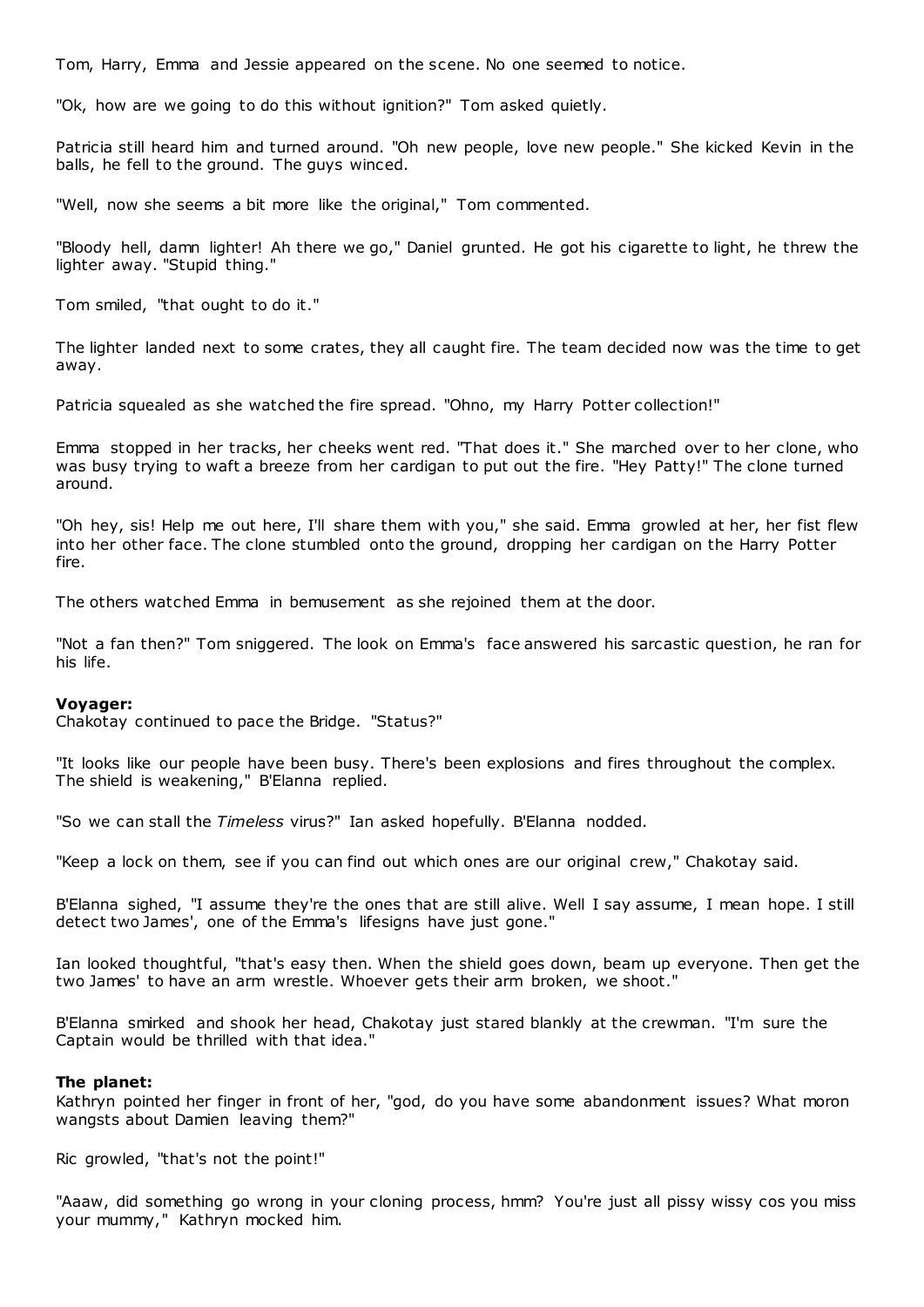Tom, Harry, Emma and Jessie appeared on the scene. No one seemed to notice.

"Ok, how are we going to do this without ignition?" Tom asked quietly.

Patricia still heard him and turned around. "Oh new people, love new people." She kicked Kevin in the balls, he fell to the ground. The guys winced.

"Well, now she seems a bit more like the original," Tom commented.

"Bloody hell, damn lighter! Ah there we go," Daniel grunted. He got his cigarette to light, he threw the lighter away. "Stupid thing."

Tom smiled, "that ought to do it."

The lighter landed next to some crates, they all caught fire. The team decided now was the time to get away.

Patricia squealed as she watched the fire spread. "Ohno, my Harry Potter collection!"

Emma stopped in her tracks, her cheeks went red. "That does it." She marched over to her clone, who was busy trying to waft a breeze from her cardigan to put out the fire. "Hey Patty!" The clone turned around.

"Oh hey, sis! Help me out here, I'll share them with you," she said. Emma growled at her, her fist flew into her other face. The clone stumbled onto the ground, dropping her cardigan on the Harry Potter fire.

The others watched Emma in bemusement as she rejoined them at the door.

"Not a fan then?" Tom sniggered. The look on Emma's face answered his sarcastic question, he ran for his life.

**Voyager:**
Chakotay continued to pace the Bridge. "Status?"

"It looks like our people have been busy. There's been explosions and fires throughout the complex. The shield is weakening," B'Elanna replied.

"So we can stall the *Timeless* virus?" Ian asked hopefully. B'Elanna nodded.

"Keep a lock on them, see if you can find out which ones are our original crew," Chakotay said.

B'Elanna sighed, "I assume they're the ones that are still alive. Well I say assume, I mean hope. I still detect two James', one of the Emma's lifesigns have just gone."

Ian looked thoughtful, "that's easy then. When the shield goes down, beam up everyone. Then get the two James' to have an arm wrestle. Whoever gets their arm broken, we shoot."

B'Elanna smirked and shook her head, Chakotay just stared blankly at the crewman. "I'm sure the Captain would be thrilled with that idea."

**The planet:**
Kathryn pointed her finger in front of her, "god, do you have some abandonment issues? What moron wangsts about Damien leaving them?"

Ric growled, "that's not the point!"

"Aaaw, did something go wrong in your cloning process, hmm? You're just all pissy wissy cos you miss your mummy," Kathryn mocked him.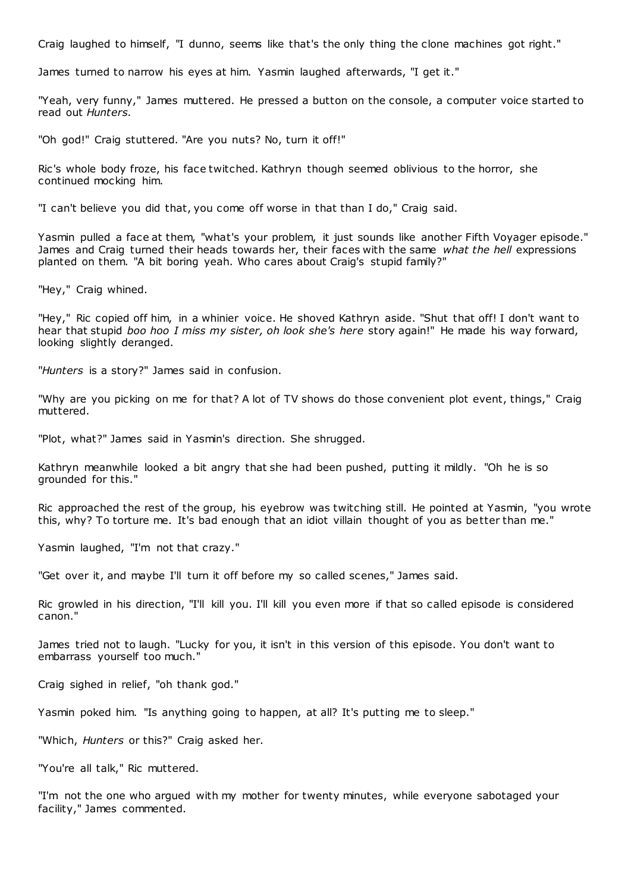Craig laughed to himself, "I dunno, seems like that's the only thing the clone machines got right."

James turned to narrow his eyes at him. Yasmin laughed afterwards, "I get it."

"Yeah, very funny," James muttered. He pressed a button on the console, a computer voice started to read out *Hunters.*

"Oh god!" Craig stuttered. "Are you nuts? No, turn it off!"

Ric's whole body froze, his face twitched. Kathryn though seemed oblivious to the horror, she continued mocking him.

"I can't believe you did that, you come off worse in that than I do," Craig said.

Yasmin pulled a face at them, "what's your problem, it just sounds like another Fifth Voyager episode." James and Craig turned their heads towards her, their faces with the same *what the hell* expressions planted on them. "A bit boring yeah. Who cares about Craig's stupid family?"

"Hey," Craig whined.

"Hey," Ric copied off him, in a whinier voice. He shoved Kathryn aside. "Shut that off! I don't want to hear that stupid *boo hoo I miss my sister, oh look she's here* story again!" He made his way forward, looking slightly deranged.

"*Hunters* is a story?" James said in confusion.

"Why are you picking on me for that? A lot of TV shows do those convenient plot event, things," Craig muttered.

"Plot, what?" James said in Yasmin's direction. She shrugged.

Kathryn meanwhile looked a bit angry that she had been pushed, putting it mildly. "Oh he is so grounded for this."

Ric approached the rest of the group, his eyebrow was twitching still. He pointed at Yasmin, "you wrote this, why? To torture me. It's bad enough that an idiot villain thought of you as better than me."

Yasmin laughed, "I'm not that crazy."

"Get over it, and maybe I'll turn it off before my so called scenes," James said.

Ric growled in his direction, "I'll kill you. I'll kill you even more if that so called episode is considered canon."

James tried not to laugh. "Lucky for you, it isn't in this version of this episode. You don't want to embarrass yourself too much."

Craig sighed in relief, "oh thank god."

Yasmin poked him. "Is anything going to happen, at all? It's putting me to sleep."

"Which, *Hunters* or this?" Craig asked her.

"You're all talk," Ric muttered.

"I'm not the one who argued with my mother for twenty minutes, while everyone sabotaged your facility," James commented.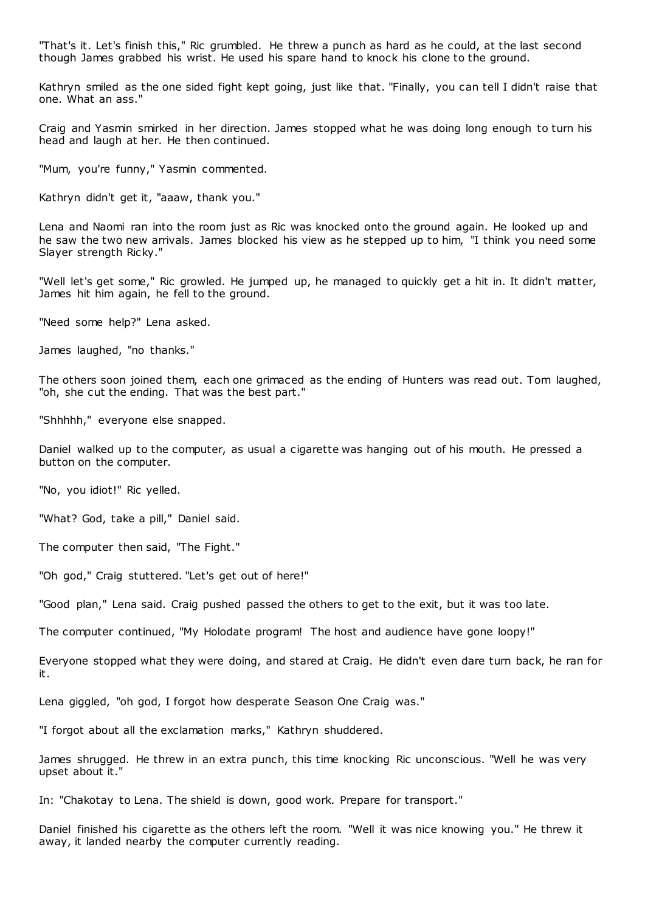"That's it. Let's finish this," Ric grumbled. He threw a punch as hard as he could, at the last second though James grabbed his wrist. He used his spare hand to knock his clone to the ground.

Kathryn smiled as the one sided fight kept going, just like that. "Finally, you can tell I didn't raise that one. What an ass."

Craig and Yasmin smirked in her direction. James stopped what he was doing long enough to turn his head and laugh at her. He then continued.

"Mum, you're funny," Yasmin commented.

Kathryn didn't get it, "aaaw, thank you."

Lena and Naomi ran into the room just as Ric was knocked onto the ground again. He looked up and he saw the two new arrivals. James blocked his view as he stepped up to him, "I think you need some Slayer strength Ricky."

"Well let's get some," Ric growled. He jumped up, he managed to quickly get a hit in. It didn't matter, James hit him again, he fell to the ground.

"Need some help?" Lena asked.

James laughed, "no thanks."

The others soon joined them, each one grimaced as the ending of Hunters was read out. Tom laughed, "oh, she cut the ending. That was the best part."

"Shhhhh," everyone else snapped.

Daniel walked up to the computer, as usual a cigarette was hanging out of his mouth. He pressed a button on the computer.

"No, you idiot!" Ric yelled.

"What? God, take a pill," Daniel said.

The computer then said, "The Fight."

"Oh god," Craig stuttered. "Let's get out of here!"

"Good plan," Lena said. Craig pushed passed the others to get to the exit, but it was too late.

The computer continued, "My Holodate program! The host and audience have gone loopy!"

Everyone stopped what they were doing, and stared at Craig. He didn't even dare turn back, he ran for it.

Lena giggled, "oh god, I forgot how desperate Season One Craig was."

"I forgot about all the exclamation marks," Kathryn shuddered.

James shrugged. He threw in an extra punch, this time knocking Ric unconscious. "Well he was very upset about it."

In: "Chakotay to Lena. The shield is down, good work. Prepare for transport."

Daniel finished his cigarette as the others left the room. "Well it was nice knowing you." He threw it away, it landed nearby the computer currently reading.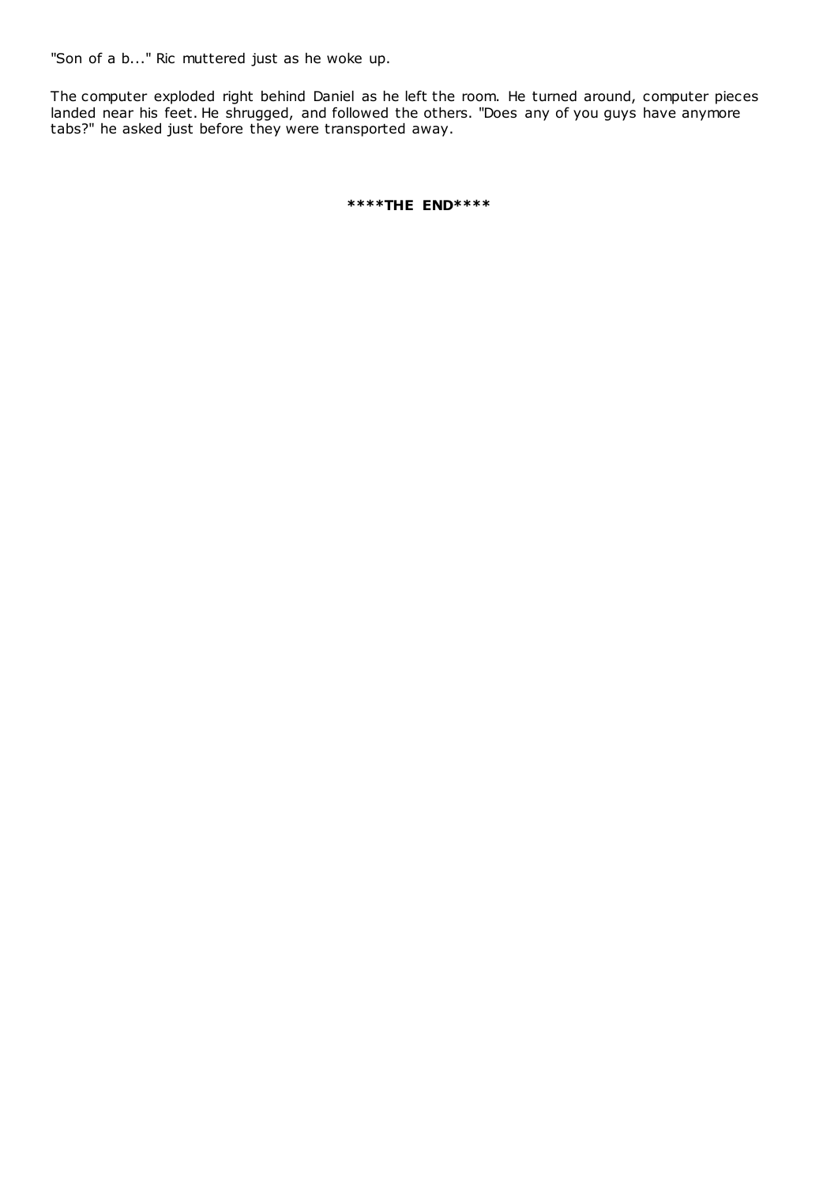"Son of a b..." Ric muttered just as he woke up.

The computer exploded right behind Daniel as he left the room. He turned around, computer pieces landed near his feet. He shrugged, and followed the others. "Does any of you guys have anymore tabs?" he asked just before they were transported away.

**\****THE END*****